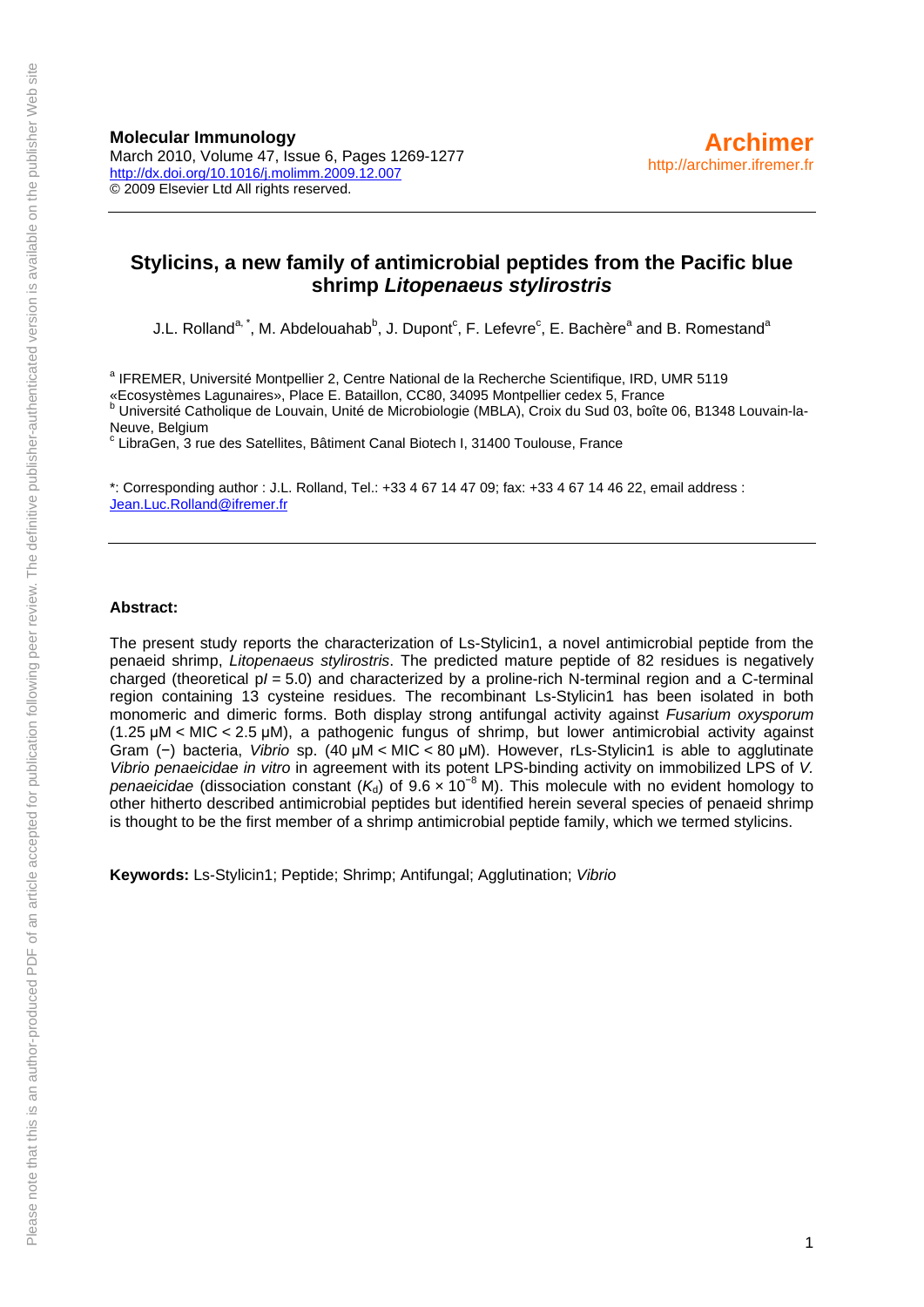**Molecular Immunology**
March 2010, Volume 47, Issue 6, Pages 1269-1277
http://dx.doi.org/10.1016/j.molimm.2009.12.007
© 2009 Elsevier Ltd All rights reserved.

**Archimer**
http://archimer.ifremer.fr

# Stylicins, a new family of antimicrobial peptides from the Pacific blue shrimp *Litopenaeus stylirostris*

J.L. Rolland[a, *], M. Abdelouahab[b], J. Dupont[c], F. Lefevre[c], E. Bachère[a] and B. Romestand[a]

[a] IFREMER, Université Montpellier 2, Centre National de la Recherche Scientifique, IRD, UMR 5119 «Ecosystèmes Lagunaires», Place E. Bataillon, CC80, 34095 Montpellier cedex 5, France
[b] Université Catholique de Louvain, Unité de Microbiologie (MBLA), Croix du Sud 03, boîte 06, B1348 Louvain-la-Neuve, Belgium
[c] LibraGen, 3 rue des Satellites, Bâtiment Canal Biotech I, 31400 Toulouse, France

*: Corresponding author : J.L. Rolland, Tel.: +33 4 67 14 47 09; fax: +33 4 67 14 46 22, email address : Jean.Luc.Rolland@ifremer.fr

**Abstract:**

The present study reports the characterization of Ls-Stylicin1, a novel antimicrobial peptide from the penaeid shrimp, *Litopenaeus stylirostris*. The predicted mature peptide of 82 residues is negatively charged (theoretical p*I* = 5.0) and characterized by a proline-rich N-terminal region and a C-terminal region containing 13 cysteine residues. The recombinant Ls-Stylicin1 has been isolated in both monomeric and dimeric forms. Both display strong antifungal activity against *Fusarium oxysporum* (1.25 μM < MIC < 2.5 μM), a pathogenic fungus of shrimp, but lower antimicrobial activity against Gram (−) bacteria, *Vibrio* sp. (40 μM < MIC < 80 μM). However, rLs-Stylicin1 is able to agglutinate *Vibrio penaeicidae in vitro* in agreement with its potent LPS-binding activity on immobilized LPS of *V. penaeicidae* (dissociation constant ($K_d$) of $9.6 \times 10^{-8}$ M). This molecule with no evident homology to other hitherto described antimicrobial peptides but identified herein several species of penaeid shrimp is thought to be the first member of a shrimp antimicrobial peptide family, which we termed stylicins.

**Keywords:** Ls-Stylicin1; Peptide; Shrimp; Antifungal; Agglutination; *Vibrio*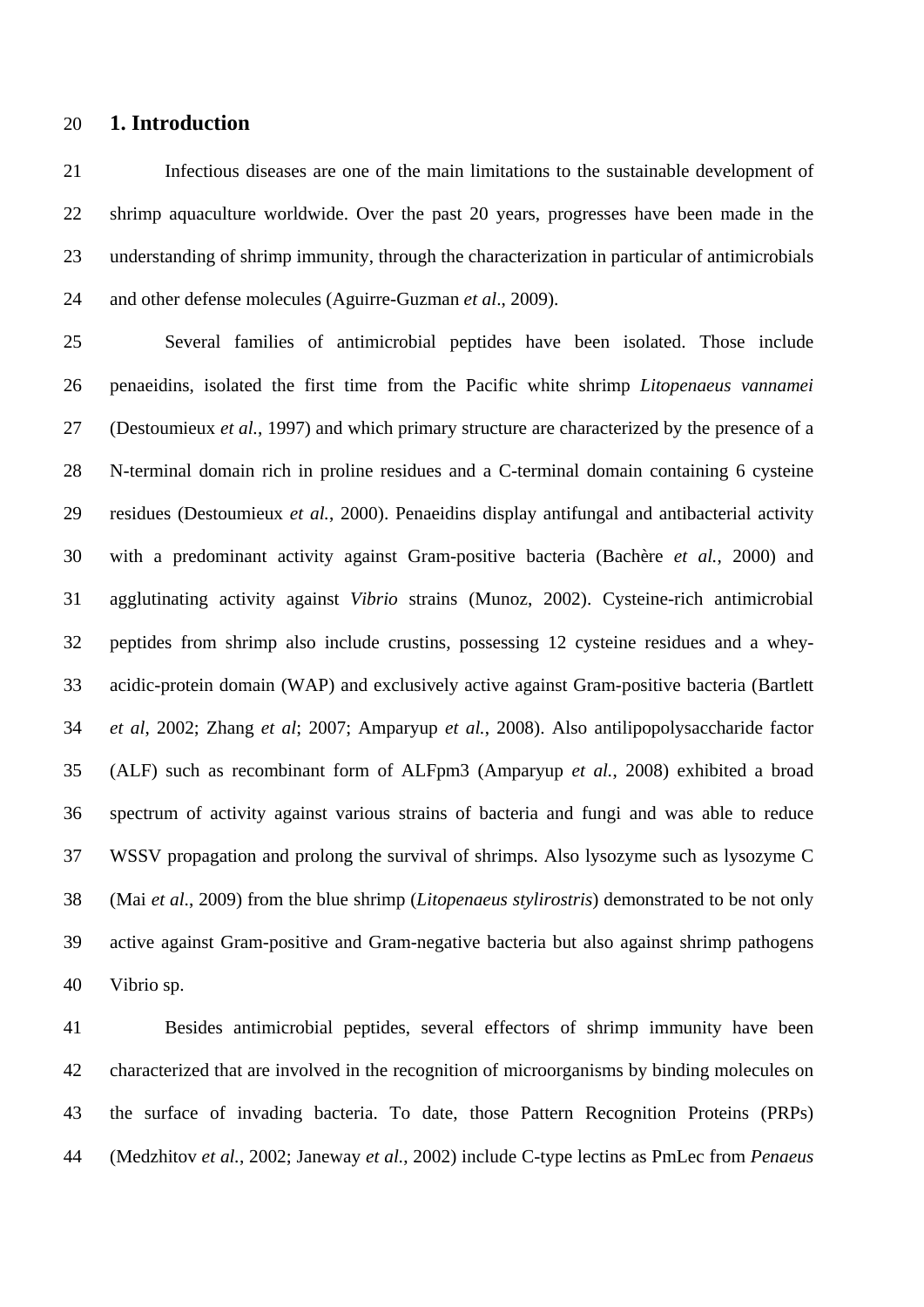## 1. Introduction

Infectious diseases are one of the main limitations to the sustainable development of shrimp aquaculture worldwide. Over the past 20 years, progresses have been made in the understanding of shrimp immunity, through the characterization in particular of antimicrobials and other defense molecules (Aguirre-Guzman *et al*., 2009).

Several families of antimicrobial peptides have been isolated. Those include penaeidins, isolated the first time from the Pacific white shrimp *Litopenaeus vannamei* (Destoumieux *et al.*, 1997) and which primary structure are characterized by the presence of a N-terminal domain rich in proline residues and a C-terminal domain containing 6 cysteine residues (Destoumieux *et al.*, 2000). Penaeidins display antifungal and antibacterial activity with a predominant activity against Gram-positive bacteria (Bachère *et al.*, 2000) and agglutinating activity against *Vibrio* strains (Munoz, 2002). Cysteine-rich antimicrobial peptides from shrimp also include crustins, possessing 12 cysteine residues and a whey-acidic-protein domain (WAP) and exclusively active against Gram-positive bacteria (Bartlett *et al*, 2002; Zhang *et al*; 2007; Amparyup *et al.*, 2008). Also antilipopolysaccharide factor (ALF) such as recombinant form of ALFpm3 (Amparyup *et al.*, 2008) exhibited a broad spectrum of activity against various strains of bacteria and fungi and was able to reduce WSSV propagation and prolong the survival of shrimps. Also lysozyme such as lysozyme C (Mai *et al*., 2009) from the blue shrimp (*Litopenaeus stylirostris*) demonstrated to be not only active against Gram-positive and Gram-negative bacteria but also against shrimp pathogens Vibrio sp.

Besides antimicrobial peptides, several effectors of shrimp immunity have been characterized that are involved in the recognition of microorganisms by binding molecules on the surface of invading bacteria. To date, those Pattern Recognition Proteins (PRPs) (Medzhitov *et al.*, 2002; Janeway *et al.*, 2002) include C-type lectins as PmLec from *Penaeus*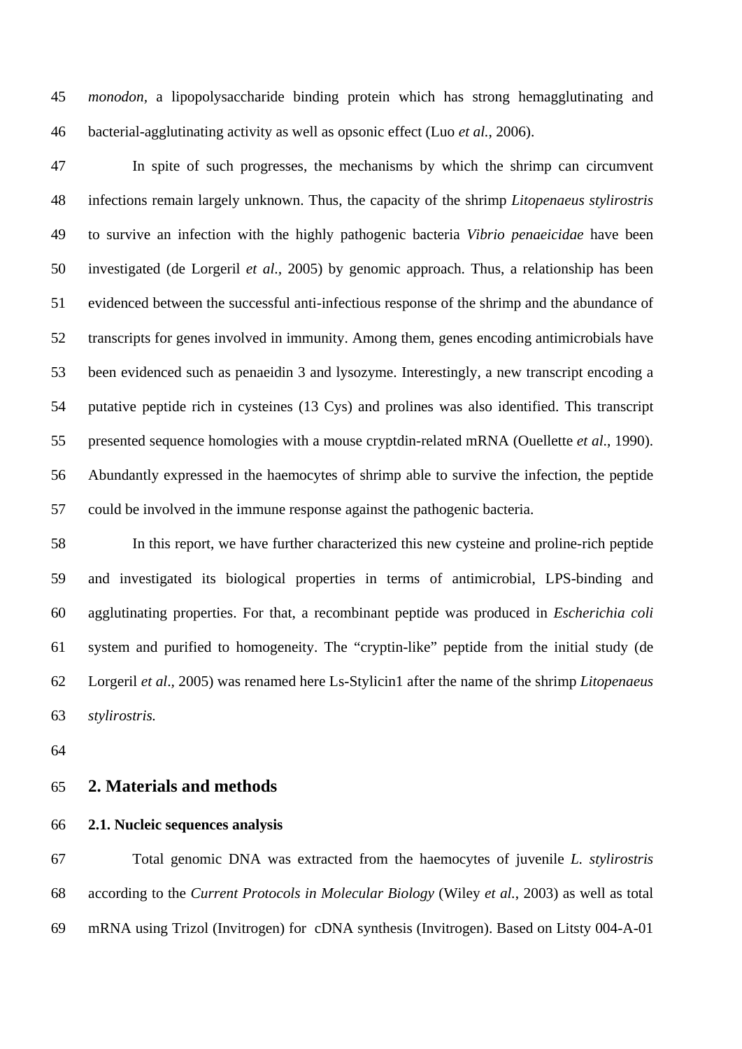*monodon*, a lipopolysaccharide binding protein which has strong hemagglutinating and bacterial-agglutinating activity as well as opsonic effect (Luo *et al.*, 2006).

In spite of such progresses, the mechanisms by which the shrimp can circumvent infections remain largely unknown. Thus, the capacity of the shrimp *Litopenaeus stylirostris* to survive an infection with the highly pathogenic bacteria *Vibrio penaeicidae* have been investigated (de Lorgeril *et al.*, 2005) by genomic approach. Thus, a relationship has been evidenced between the successful anti-infectious response of the shrimp and the abundance of transcripts for genes involved in immunity. Among them, genes encoding antimicrobials have been evidenced such as penaeidin 3 and lysozyme. Interestingly, a new transcript encoding a putative peptide rich in cysteines (13 Cys) and prolines was also identified. This transcript presented sequence homologies with a mouse cryptdin-related mRNA (Ouellette *et al.*, 1990). Abundantly expressed in the haemocytes of shrimp able to survive the infection, the peptide could be involved in the immune response against the pathogenic bacteria.

In this report, we have further characterized this new cysteine and proline-rich peptide and investigated its biological properties in terms of antimicrobial, LPS-binding and agglutinating properties. For that, a recombinant peptide was produced in *Escherichia coli* system and purified to homogeneity. The "cryptin-like" peptide from the initial study (de Lorgeril *et al*., 2005) was renamed here Ls-Stylicin1 after the name of the shrimp *Litopenaeus stylirostris.*

## 2. Materials and methods

### 2.1. Nucleic sequences analysis

Total genomic DNA was extracted from the haemocytes of juvenile *L. stylirostris* according to the *Current Protocols in Molecular Biology* (Wiley *et al.*, 2003) as well as total mRNA using Trizol (Invitrogen) for cDNA synthesis (Invitrogen). Based on Litsty 004-A-01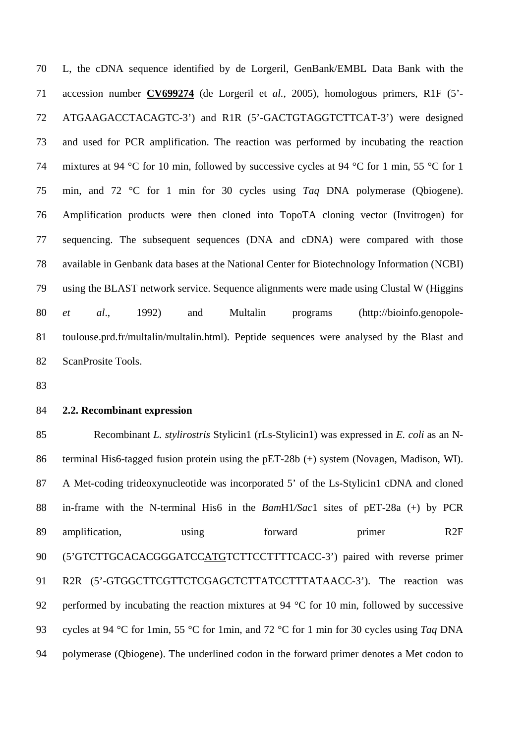L, the cDNA sequence identified by de Lorgeril, GenBank/EMBL Data Bank with the accession number **CV699274** (de Lorgeril et *al.*, 2005), homologous primers, R1F (5'-ATGAAGACCTACAGTC-3') and R1R (5'-GACTGTAGGTCTTCAT-3') were designed and used for PCR amplification. The reaction was performed by incubating the reaction mixtures at 94 °C for 10 min, followed by successive cycles at 94 °C for 1 min, 55 °C for 1 min, and 72 °C for 1 min for 30 cycles using *Taq* DNA polymerase (Qbiogene). Amplification products were then cloned into TopoTA cloning vector (Invitrogen) for sequencing. The subsequent sequences (DNA and cDNA) were compared with those available in Genbank data bases at the National Center for Biotechnology Information (NCBI) using the BLAST network service. Sequence alignments were made using Clustal W (Higgins *et al.*, 1992) and Multalin programs (http://bioinfo.genopole-toulouse.prd.fr/multalin/multalin.html). Peptide sequences were analysed by the Blast and ScanProsite Tools.

## 2.2. Recombinant expression

Recombinant *L. stylirostris* Stylicin1 (rLs-Stylicin1) was expressed in *E. coli* as an N-terminal His6-tagged fusion protein using the pET-28b (+) system (Novagen, Madison, WI). A Met-coding trideoxynucleotide was incorporated 5' of the Ls-Stylicin1 cDNA and cloned in-frame with the N-terminal His6 in the *Bam*H1/*Sac*1 sites of pET-28a (+) by PCR amplification, using forward primer R2F (5'GTCTTGCACACGGGATCCATGTCTTCCTTTTCACC-3') paired with reverse primer R2R (5'-GTGGCTTCGTTCTCGAGCTCTTATCCTTTATAACC-3'). The reaction was performed by incubating the reaction mixtures at 94 °C for 10 min, followed by successive cycles at 94 °C for 1min, 55 °C for 1min, and 72 °C for 1 min for 30 cycles using *Taq* DNA polymerase (Qbiogene). The underlined codon in the forward primer denotes a Met codon to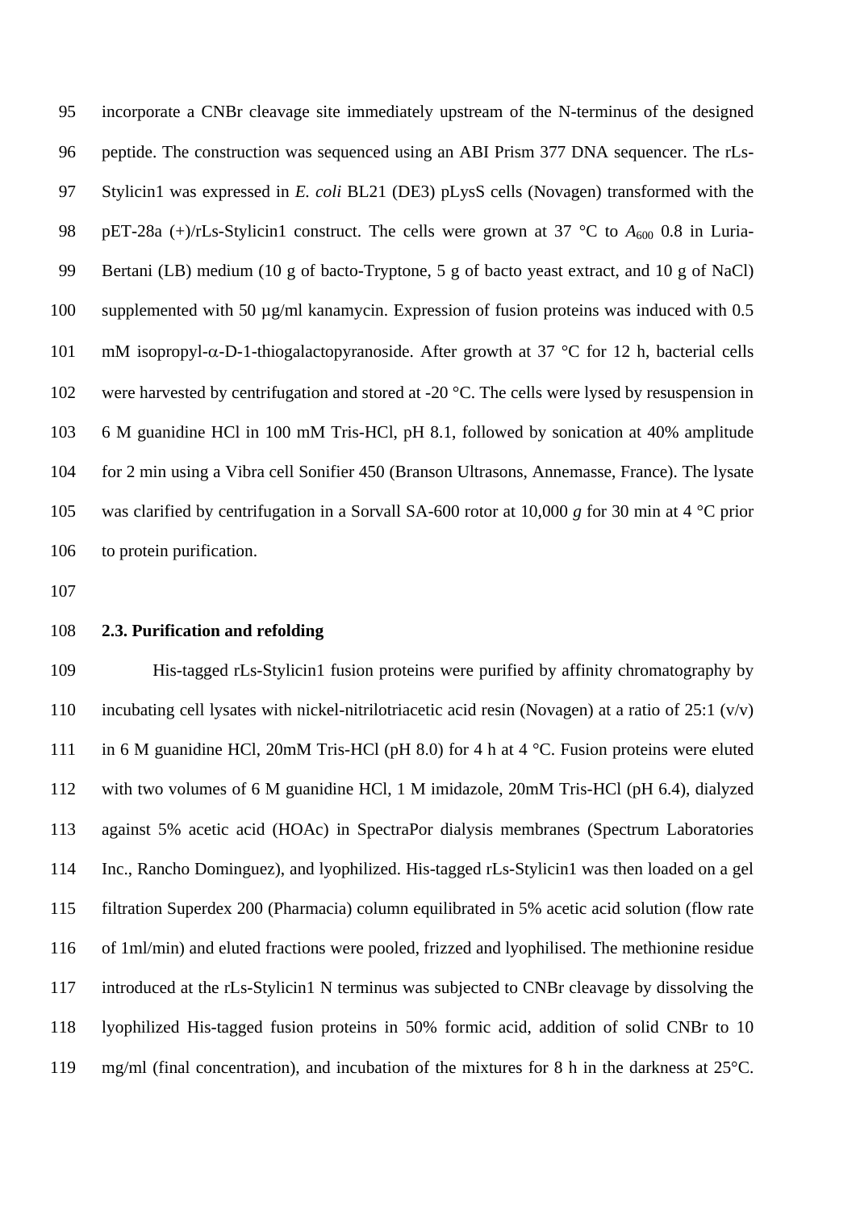incorporate a CNBr cleavage site immediately upstream of the N-terminus of the designed peptide. The construction was sequenced using an ABI Prism 377 DNA sequencer. The rLs-Stylicin1 was expressed in *E. coli* BL21 (DE3) pLysS cells (Novagen) transformed with the pET-28a (+)/rLs-Stylicin1 construct. The cells were grown at 37 °C to $A_{600}$ 0.8 in Luria-Bertani (LB) medium (10 g of bacto-Tryptone, 5 g of bacto yeast extract, and 10 g of NaCl) supplemented with 50 µg/ml kanamycin. Expression of fusion proteins was induced with 0.5 mM isopropyl-α-D-1-thiogalactopyranoside. After growth at 37 °C for 12 h, bacterial cells were harvested by centrifugation and stored at -20 °C. The cells were lysed by resuspension in 6 M guanidine HCl in 100 mM Tris-HCl, pH 8.1, followed by sonication at 40% amplitude for 2 min using a Vibra cell Sonifier 450 (Branson Ultrasons, Annemasse, France). The lysate was clarified by centrifugation in a Sorvall SA-600 rotor at 10,000 *g* for 30 min at 4 °C prior to protein purification.

### 2.3. Purification and refolding

His-tagged rLs-Stylicin1 fusion proteins were purified by affinity chromatography by incubating cell lysates with nickel-nitrilotriacetic acid resin (Novagen) at a ratio of 25:1 (v/v) in 6 M guanidine HCl, 20mM Tris-HCl (pH 8.0) for 4 h at 4 °C. Fusion proteins were eluted with two volumes of 6 M guanidine HCl, 1 M imidazole, 20mM Tris-HCl (pH 6.4), dialyzed against 5% acetic acid (HOAc) in SpectraPor dialysis membranes (Spectrum Laboratories Inc., Rancho Dominguez), and lyophilized. His-tagged rLs-Stylicin1 was then loaded on a gel filtration Superdex 200 (Pharmacia) column equilibrated in 5% acetic acid solution (flow rate of 1ml/min) and eluted fractions were pooled, frizzed and lyophilised. The methionine residue introduced at the rLs-Stylicin1 N terminus was subjected to CNBr cleavage by dissolving the lyophilized His-tagged fusion proteins in 50% formic acid, addition of solid CNBr to 10 mg/ml (final concentration), and incubation of the mixtures for 8 h in the darkness at 25°C.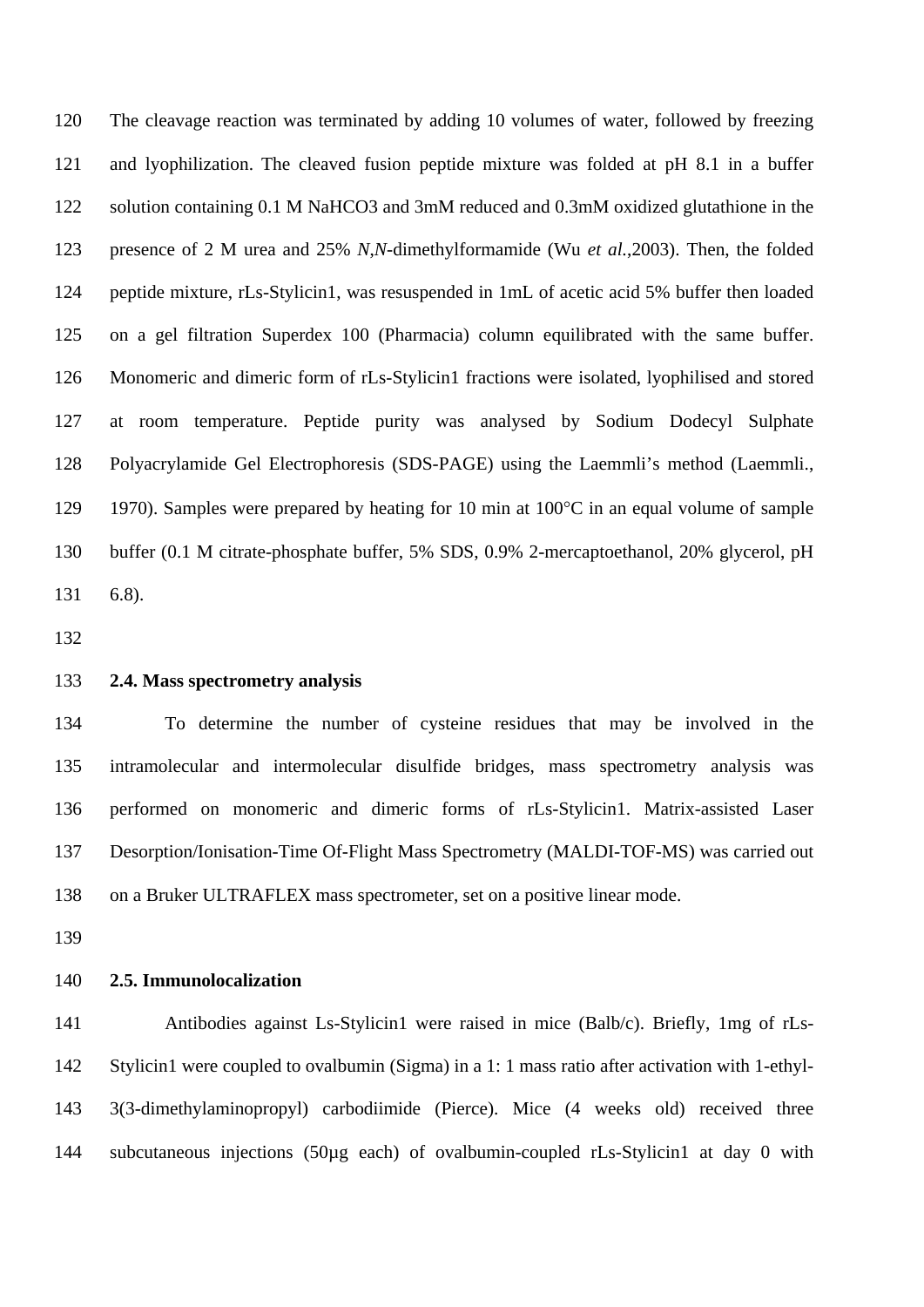The cleavage reaction was terminated by adding 10 volumes of water, followed by freezing and lyophilization. The cleaved fusion peptide mixture was folded at pH 8.1 in a buffer solution containing 0.1 M $NaHCO_3$ and 3mM reduced and 0.3mM oxidized glutathione in the presence of 2 M urea and 25% *N*,*N*-dimethylformamide (Wu *et al.*,2003). Then, the folded peptide mixture, rLs-Stylicin1, was resuspended in 1mL of acetic acid 5% buffer then loaded on a gel filtration Superdex 100 (Pharmacia) column equilibrated with the same buffer. Monomeric and dimeric form of rLs-Stylicin1 fractions were isolated, lyophilised and stored at room temperature. Peptide purity was analysed by Sodium Dodecyl Sulphate Polyacrylamide Gel Electrophoresis (SDS-PAGE) using the Laemmli's method (Laemmli., 1970). Samples were prepared by heating for 10 min at 100°C in an equal volume of sample buffer (0.1 M citrate-phosphate buffer, 5% SDS, 0.9% 2-mercaptoethanol, 20% glycerol, pH 6.8).

### 2.4. Mass spectrometry analysis

To determine the number of cysteine residues that may be involved in the intramolecular and intermolecular disulfide bridges, mass spectrometry analysis was performed on monomeric and dimeric forms of rLs-Stylicin1. Matrix-assisted Laser Desorption/Ionisation-Time Of-Flight Mass Spectrometry (MALDI-TOF-MS) was carried out on a Bruker ULTRAFLEX mass spectrometer, set on a positive linear mode.

### 2.5. Immunolocalization

Antibodies against Ls-Stylicin1 were raised in mice (Balb/c). Briefly, 1mg of rLs-Stylicin1 were coupled to ovalbumin (Sigma) in a 1: 1 mass ratio after activation with 1-ethyl-3(3-dimethylaminopropyl) carbodiimide (Pierce). Mice (4 weeks old) received three subcutaneous injections (50µg each) of ovalbumin-coupled rLs-Stylicin1 at day 0 with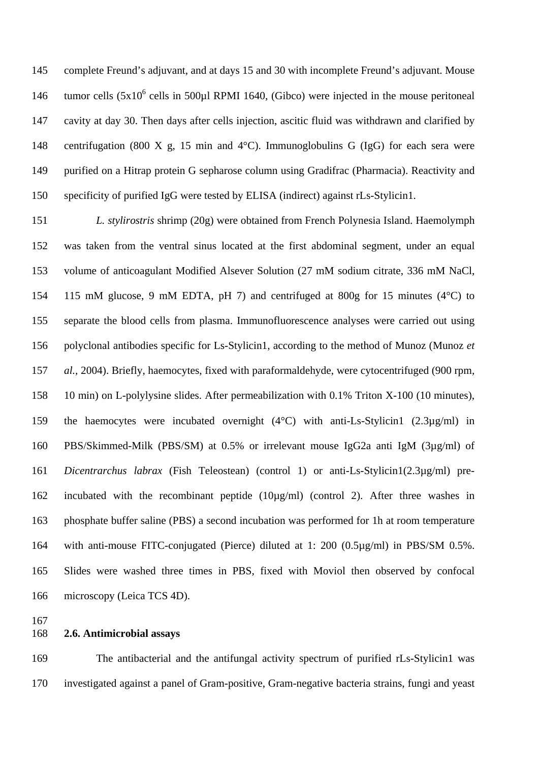complete Freund's adjuvant, and at days 15 and 30 with incomplete Freund's adjuvant. Mouse tumor cells ($5x10^6$ cells in 500µl RPMI 1640, (Gibco) were injected in the mouse peritoneal cavity at day 30. Then days after cells injection, ascitic fluid was withdrawn and clarified by centrifugation (800 X g, 15 min and 4°C). Immunoglobulins G (IgG) for each sera were purified on a Hitrap protein G sepharose column using Gradifrac (Pharmacia). Reactivity and specificity of purified IgG were tested by ELISA (indirect) against rLs-Stylicin1.

*L. stylirostris* shrimp (20g) were obtained from French Polynesia Island. Haemolymph was taken from the ventral sinus located at the first abdominal segment, under an equal volume of anticoagulant Modified Alsever Solution (27 mM sodium citrate, 336 mM NaCl, 115 mM glucose, 9 mM EDTA, pH 7) and centrifuged at 800g for 15 minutes (4°C) to separate the blood cells from plasma. Immunofluorescence analyses were carried out using polyclonal antibodies specific for Ls-Stylicin1, according to the method of Munoz (Munoz *et al.*, 2004). Briefly, haemocytes, fixed with paraformaldehyde, were cytocentrifuged (900 rpm, 10 min) on L-polylysine slides. After permeabilization with 0.1% Triton X-100 (10 minutes), the haemocytes were incubated overnight (4°C) with anti-Ls-Stylicin1 (2.3µg/ml) in PBS/Skimmed-Milk (PBS/SM) at 0.5% or irrelevant mouse IgG2a anti IgM (3µg/ml) of *Dicentrarchus labrax* (Fish Teleostean) (control 1) or anti-Ls-Stylicin1(2.3µg/ml) pre-incubated with the recombinant peptide (10µg/ml) (control 2). After three washes in phosphate buffer saline (PBS) a second incubation was performed for 1h at room temperature with anti-mouse FITC-conjugated (Pierce) diluted at 1: 200 (0.5µg/ml) in PBS/SM 0.5%. Slides were washed three times in PBS, fixed with Moviol then observed by confocal microscopy (Leica TCS 4D).

## 2.6. Antimicrobial assays

The antibacterial and the antifungal activity spectrum of purified rLs-Stylicin1 was investigated against a panel of Gram-positive, Gram-negative bacteria strains, fungi and yeast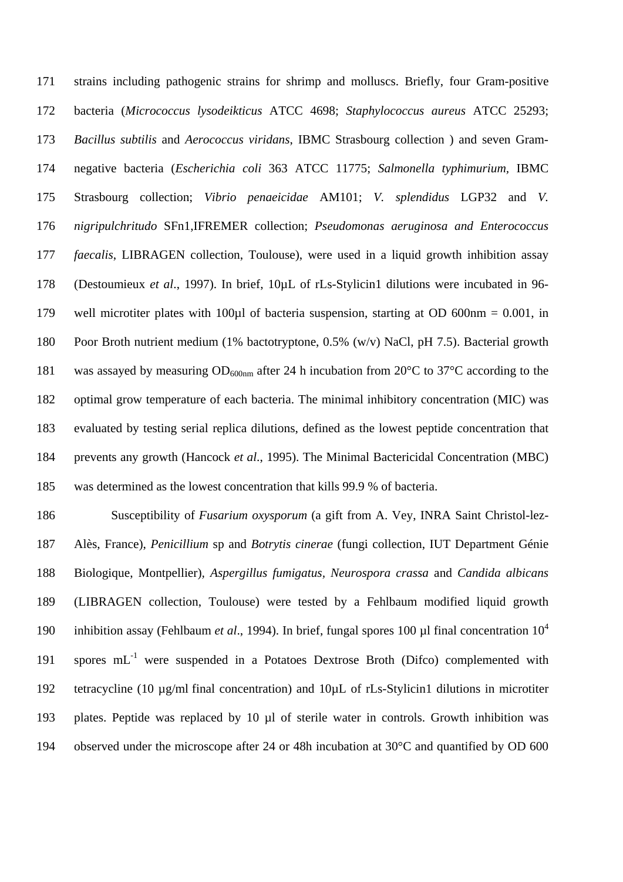strains including pathogenic strains for shrimp and molluscs. Briefly, four Gram-positive bacteria (*Micrococcus lysodeikticus* ATCC 4698; *Staphylococcus aureus* ATCC 25293; *Bacillus subtilis* and *Aerococcus viridans*, IBMC Strasbourg collection ) and seven Gram-negative bacteria (*Escherichia coli* 363 ATCC 11775; *Salmonella typhimurium*, IBMC Strasbourg collection; *Vibrio penaeicidae* AM101; *V. splendidus* LGP32 and *V. nigripulchritudo* SFn1,IFREMER collection; *Pseudomonas aeruginosa and Enterococcus faecalis*, LIBRAGEN collection, Toulouse), were used in a liquid growth inhibition assay (Destoumieux *et al*., 1997). In brief, 10µL of rLs-Stylicin1 dilutions were incubated in 96-well microtiter plates with 100µl of bacteria suspension, starting at OD 600nm = 0.001, in Poor Broth nutrient medium (1% bactotryptone, 0.5% (w/v) NaCl, pH 7.5). Bacterial growth was assayed by measuring $OD_{600nm}$ after 24 h incubation from 20°C to 37°C according to the optimal grow temperature of each bacteria. The minimal inhibitory concentration (MIC) was evaluated by testing serial replica dilutions, defined as the lowest peptide concentration that prevents any growth (Hancock *et al*., 1995). The Minimal Bactericidal Concentration (MBC) was determined as the lowest concentration that kills 99.9 % of bacteria.

Susceptibility of *Fusarium oxysporum* (a gift from A. Vey, INRA Saint Christol-lez-Alès, France), *Penicillium* sp and *Botrytis cinerae* (fungi collection, IUT Department Génie Biologique, Montpellier), *Aspergillus fumigatus*, *Neurospora crassa* and *Candida albicans* (LIBRAGEN collection, Toulouse) were tested by a Fehlbaum modified liquid growth inhibition assay (Fehlbaum *et al*., 1994). In brief, fungal spores 100 µl final concentration $10^4$ spores $mL^{-1}$ were suspended in a Potatoes Dextrose Broth (Difco) complemented with tetracycline (10 µg/ml final concentration) and 10µL of rLs-Stylicin1 dilutions in microtiter plates. Peptide was replaced by 10 µl of sterile water in controls. Growth inhibition was observed under the microscope after 24 or 48h incubation at 30°C and quantified by OD 600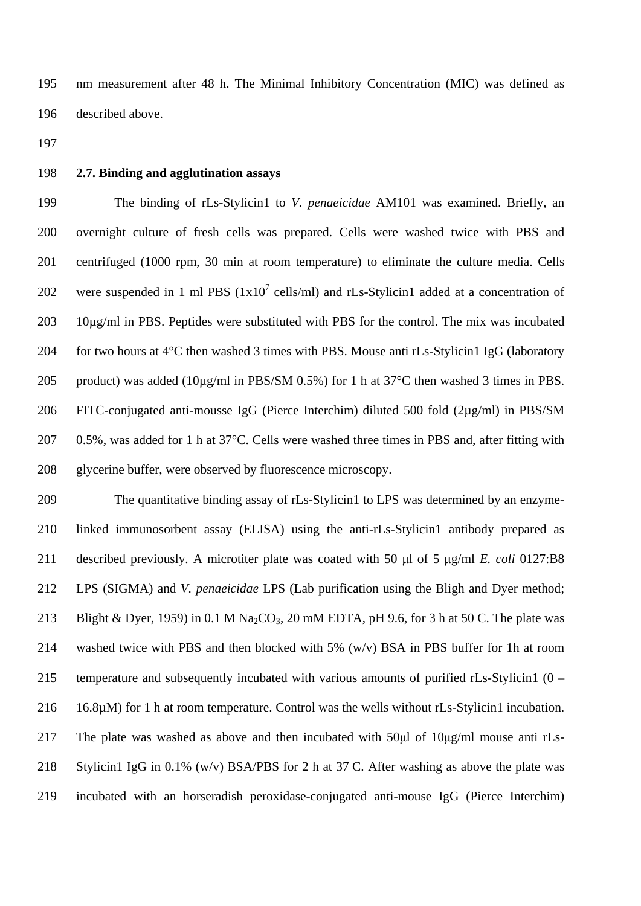nm measurement after 48 h. The Minimal Inhibitory Concentration (MIC) was defined as described above.

### 2.7. Binding and agglutination assays

The binding of rLs-Stylicin1 to *V. penaeicidae* AM101 was examined. Briefly, an overnight culture of fresh cells was prepared. Cells were washed twice with PBS and centrifuged (1000 rpm, 30 min at room temperature) to eliminate the culture media. Cells were suspended in 1 ml PBS ($1x10^7$ cells/ml) and rLs-Stylicin1 added at a concentration of 10µg/ml in PBS. Peptides were substituted with PBS for the control. The mix was incubated for two hours at 4°C then washed 3 times with PBS. Mouse anti rLs-Stylicin1 IgG (laboratory product) was added (10µg/ml in PBS/SM 0.5%) for 1 h at 37°C then washed 3 times in PBS. FITC-conjugated anti-mousse IgG (Pierce Interchim) diluted 500 fold (2µg/ml) in PBS/SM 0.5%, was added for 1 h at 37°C. Cells were washed three times in PBS and, after fitting with glycerine buffer, were observed by fluorescence microscopy.

The quantitative binding assay of rLs-Stylicin1 to LPS was determined by an enzyme-linked immunosorbent assay (ELISA) using the anti-rLs-Stylicin1 antibody prepared as described previously. A microtiter plate was coated with 50 µl of 5 µg/ml *E. coli* 0127:B8 LPS (SIGMA) and *V. penaeicidae* LPS (Lab purification using the Bligh and Dyer method; Blight & Dyer, 1959) in 0.1 M $Na_2CO_3$, 20 mM EDTA, pH 9.6, for 3 h at 50 C. The plate was washed twice with PBS and then blocked with 5% (w/v) BSA in PBS buffer for 1h at room temperature and subsequently incubated with various amounts of purified rLs-Stylicin1 (0 – 16.8µM) for 1 h at room temperature. Control was the wells without rLs-Stylicin1 incubation. The plate was washed as above and then incubated with 50µl of 10µg/ml mouse anti rLs-Stylicin1 IgG in 0.1% (w/v) BSA/PBS for 2 h at 37 C. After washing as above the plate was incubated with an horseradish peroxidase-conjugated anti-mouse IgG (Pierce Interchim)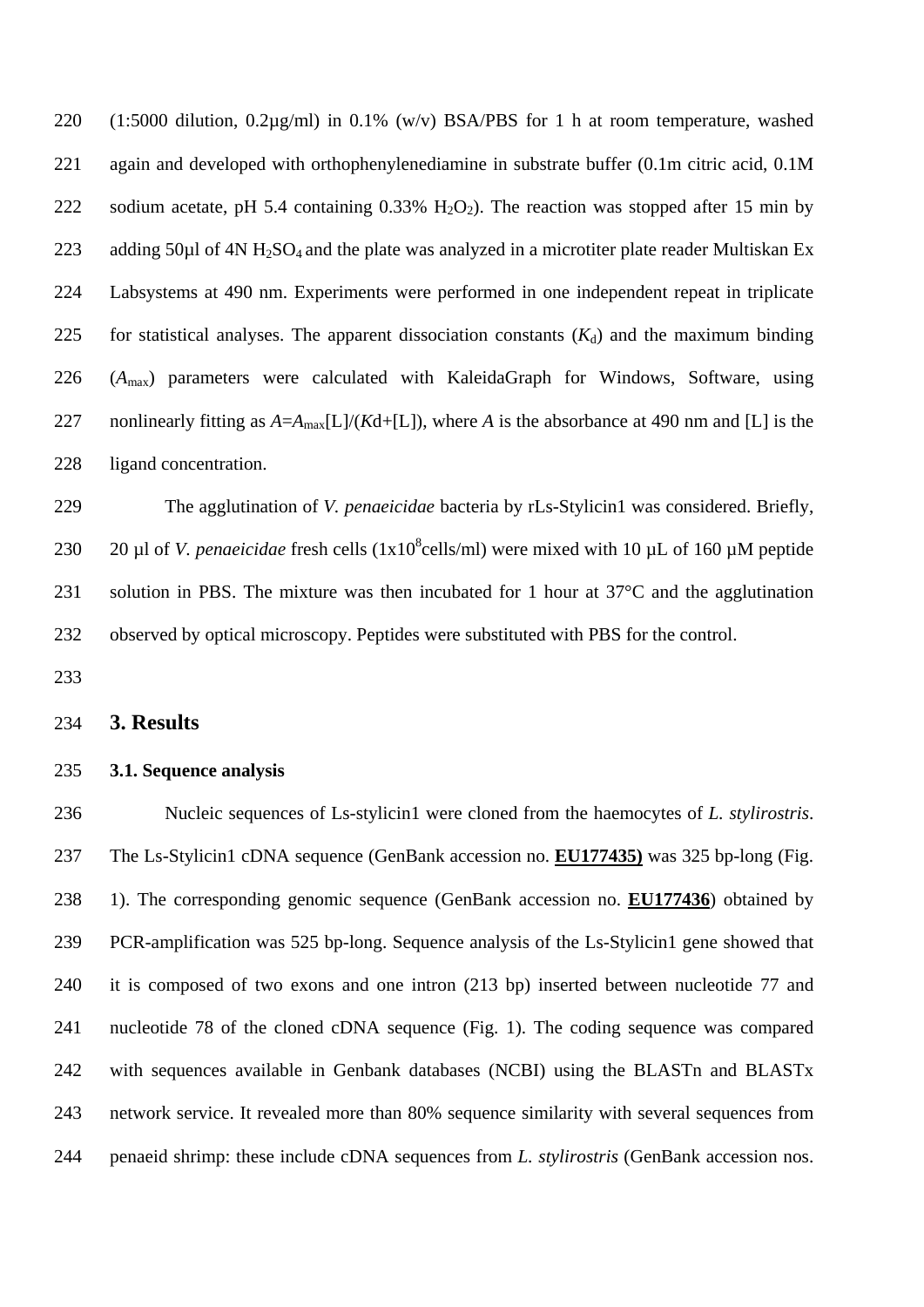(1:5000 dilution, 0.2μg/ml) in 0.1% (w/v) BSA/PBS for 1 h at room temperature, washed again and developed with orthophenylenediamine in substrate buffer (0.1m citric acid, 0.1M sodium acetate, pH 5.4 containing 0.33% $H_2O_2$). The reaction was stopped after 15 min by adding 50μl of 4N $H_2SO_4$ and the plate was analyzed in a microtiter plate reader Multiskan Ex Labsystems at 490 nm. Experiments were performed in one independent repeat in triplicate for statistical analyses. The apparent dissociation constants ($K_d$) and the maximum binding ($A_{max}$) parameters were calculated with KaleidaGraph for Windows, Software, using nonlinearly fitting as $A=A_{max}[L]/(Kd+[L])$, where $A$ is the absorbance at 490 nm and [L] is the ligand concentration.

The agglutination of *V. penaeicidae* bacteria by rLs-Stylicin1 was considered. Briefly, 20 μl of *V. penaeicidae* fresh cells ($1x10^8$cells/ml) were mixed with 10 μL of 160 μM peptide solution in PBS. The mixture was then incubated for 1 hour at 37°C and the agglutination observed by optical microscopy. Peptides were substituted with PBS for the control.

# 3. Results

### 3.1. Sequence analysis

Nucleic sequences of Ls-stylicin1 were cloned from the haemocytes of *L. stylirostris*. The Ls-Stylicin1 cDNA sequence (GenBank accession no. **EU177435)** was 325 bp-long (Fig. 1). The corresponding genomic sequence (GenBank accession no. **EU177436**) obtained by PCR-amplification was 525 bp-long. Sequence analysis of the Ls-Stylicin1 gene showed that it is composed of two exons and one intron (213 bp) inserted between nucleotide 77 and nucleotide 78 of the cloned cDNA sequence (Fig. 1). The coding sequence was compared with sequences available in Genbank databases (NCBI) using the BLASTn and BLASTx network service. It revealed more than 80% sequence similarity with several sequences from penaeid shrimp: these include cDNA sequences from *L. stylirostris* (GenBank accession nos.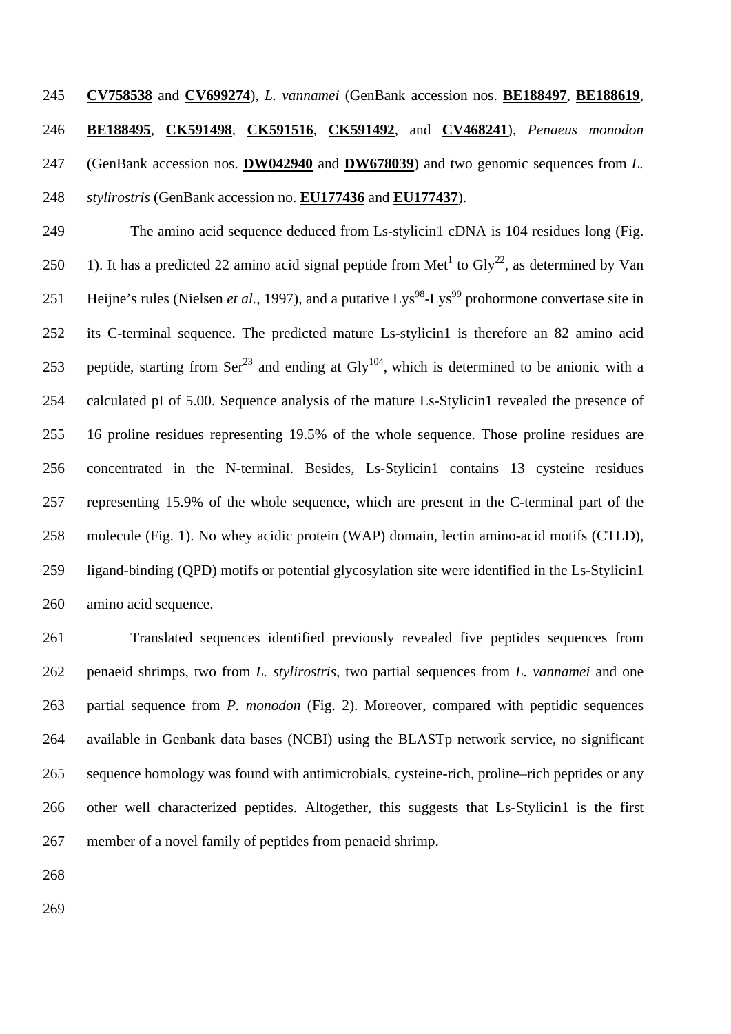**CV758538** and **CV699274**), *L. vannamei* (GenBank accession nos. **BE188497**, **BE188619**, **BE188495**, **CK591498**, **CK591516**, **CK591492**, and **CV468241**), *Penaeus monodon* (GenBank accession nos. **DW042940** and **DW678039**) and two genomic sequences from *L. stylirostris* (GenBank accession no. **EU177436** and **EU177437**).

The amino acid sequence deduced from Ls-stylicin1 cDNA is 104 residues long (Fig. 1). It has a predicted 22 amino acid signal peptide from $Met^1$ to $Gly^{22}$, as determined by Van Heijne's rules (Nielsen *et al.,* 1997), and a putative $Lys^{98}$-$Lys^{99}$ prohormone convertase site in its C-terminal sequence. The predicted mature Ls-stylicin1 is therefore an 82 amino acid peptide, starting from $Ser^{23}$ and ending at $Gly^{104}$, which is determined to be anionic with a calculated pI of 5.00. Sequence analysis of the mature Ls-Stylicin1 revealed the presence of 16 proline residues representing 19.5% of the whole sequence. Those proline residues are concentrated in the N-terminal. Besides, Ls-Stylicin1 contains 13 cysteine residues representing 15.9% of the whole sequence, which are present in the C-terminal part of the molecule (Fig. 1). No whey acidic protein (WAP) domain, lectin amino-acid motifs (CTLD), ligand-binding (QPD) motifs or potential glycosylation site were identified in the Ls-Stylicin1 amino acid sequence.

Translated sequences identified previously revealed five peptides sequences from penaeid shrimps, two from *L. stylirostris*, two partial sequences from *L. vannamei* and one partial sequence from *P. monodon* (Fig. 2). Moreover, compared with peptidic sequences available in Genbank data bases (NCBI) using the BLASTp network service, no significant sequence homology was found with antimicrobials, cysteine-rich, proline–rich peptides or any other well characterized peptides. Altogether, this suggests that Ls-Stylicin1 is the first member of a novel family of peptides from penaeid shrimp.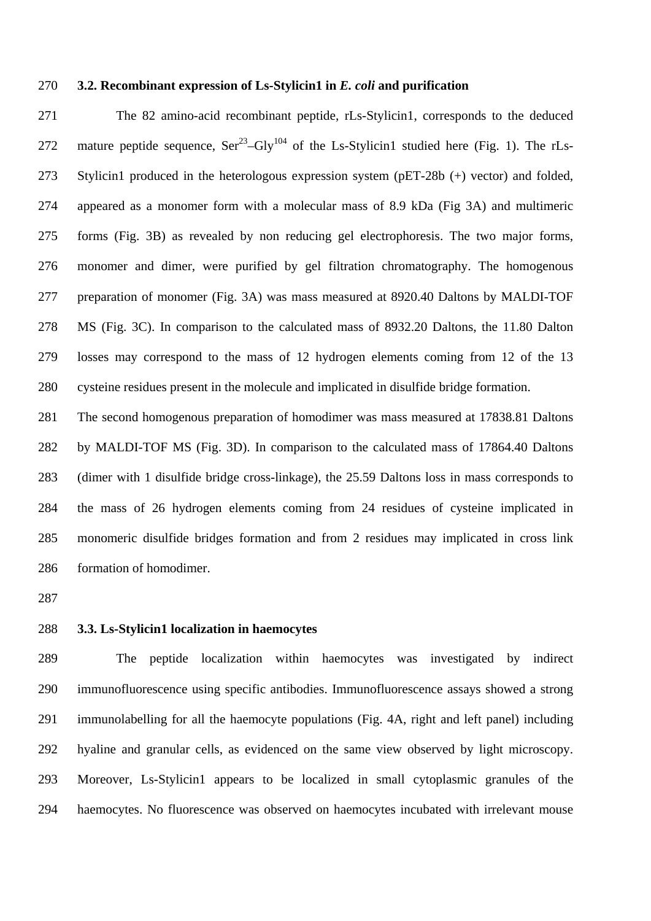### 3.2. Recombinant expression of Ls-Stylicin1 in *E. coli* and purification

The 82 amino-acid recombinant peptide, rLs-Stylicin1, corresponds to the deduced mature peptide sequence, $Ser^{23}$–$Gly^{104}$ of the Ls-Stylicin1 studied here (Fig. 1). The rLs-Stylicin1 produced in the heterologous expression system (pET-28b (+) vector) and folded, appeared as a monomer form with a molecular mass of 8.9 kDa (Fig 3A) and multimeric forms (Fig. 3B) as revealed by non reducing gel electrophoresis. The two major forms, monomer and dimer, were purified by gel filtration chromatography. The homogenous preparation of monomer (Fig. 3A) was mass measured at 8920.40 Daltons by MALDI-TOF MS (Fig. 3C). In comparison to the calculated mass of 8932.20 Daltons, the 11.80 Dalton losses may correspond to the mass of 12 hydrogen elements coming from 12 of the 13 cysteine residues present in the molecule and implicated in disulfide bridge formation.

The second homogenous preparation of homodimer was mass measured at 17838.81 Daltons by MALDI-TOF MS (Fig. 3D). In comparison to the calculated mass of 17864.40 Daltons (dimer with 1 disulfide bridge cross-linkage), the 25.59 Daltons loss in mass corresponds to the mass of 26 hydrogen elements coming from 24 residues of cysteine implicated in monomeric disulfide bridges formation and from 2 residues may implicated in cross link formation of homodimer.

### 3.3. Ls-Stylicin1 localization in haemocytes

The peptide localization within haemocytes was investigated by indirect immunofluorescence using specific antibodies. Immunofluorescence assays showed a strong immunolabelling for all the haemocyte populations (Fig. 4A, right and left panel) including hyaline and granular cells, as evidenced on the same view observed by light microscopy. Moreover, Ls-Stylicin1 appears to be localized in small cytoplasmic granules of the haemocytes. No fluorescence was observed on haemocytes incubated with irrelevant mouse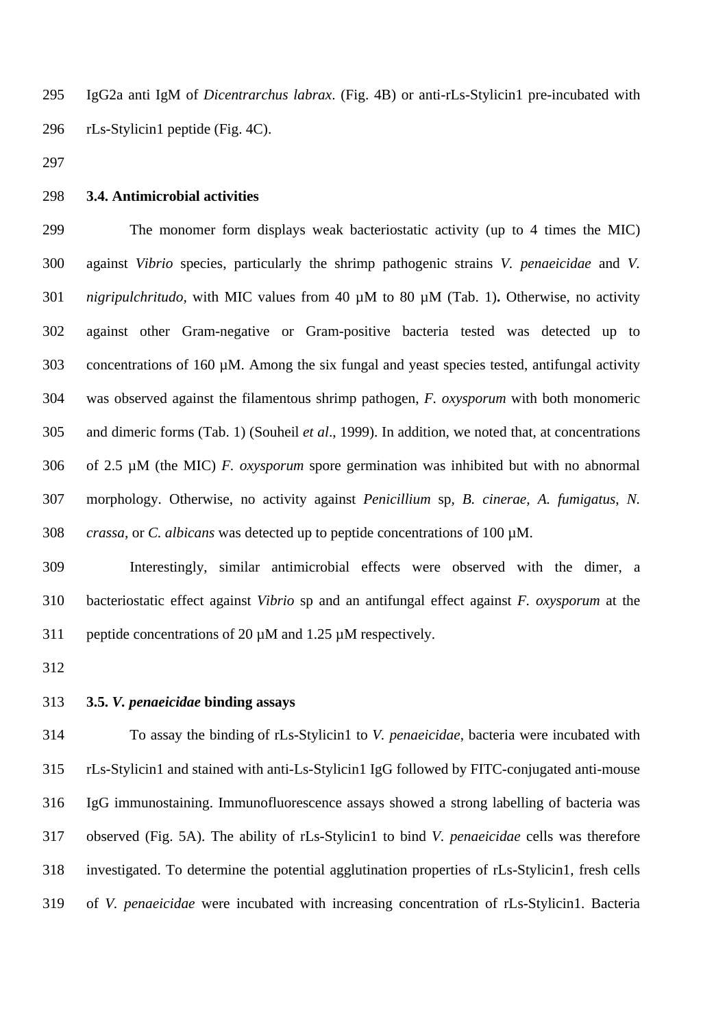IgG2a anti IgM of *Dicentrarchus labrax*. (Fig. 4B) or anti-rLs-Stylicin1 pre-incubated with rLs-Stylicin1 peptide (Fig. 4C).

### 3.4. Antimicrobial activities

The monomer form displays weak bacteriostatic activity (up to 4 times the MIC) against *Vibrio* species, particularly the shrimp pathogenic strains *V. penaeicidae* and *V. nigripulchritudo*, with MIC values from 40 µM to 80 µM (Tab. 1)**.** Otherwise, no activity against other Gram-negative or Gram-positive bacteria tested was detected up to concentrations of 160 µM. Among the six fungal and yeast species tested, antifungal activity was observed against the filamentous shrimp pathogen, *F. oxysporum* with both monomeric and dimeric forms (Tab. 1) (Souheil *et al*., 1999). In addition, we noted that, at concentrations of 2.5 µM (the MIC) *F. oxysporum* spore germination was inhibited but with no abnormal morphology. Otherwise, no activity against *Penicillium* sp, *B. cinerae, A. fumigatus*, *N. crassa*, or *C. albicans* was detected up to peptide concentrations of 100 µM.

Interestingly, similar antimicrobial effects were observed with the dimer, a bacteriostatic effect against *Vibrio* sp and an antifungal effect against *F. oxysporum* at the peptide concentrations of 20 µM and 1.25 µM respectively.

### 3.5. *V. penaeicidae* binding assays

To assay the binding of rLs-Stylicin1 to *V. penaeicidae*, bacteria were incubated with rLs-Stylicin1 and stained with anti-Ls-Stylicin1 IgG followed by FITC-conjugated anti-mouse IgG immunostaining. Immunofluorescence assays showed a strong labelling of bacteria was observed (Fig. 5A). The ability of rLs-Stylicin1 to bind *V. penaeicidae* cells was therefore investigated. To determine the potential agglutination properties of rLs-Stylicin1, fresh cells of *V. penaeicidae* were incubated with increasing concentration of rLs-Stylicin1. Bacteria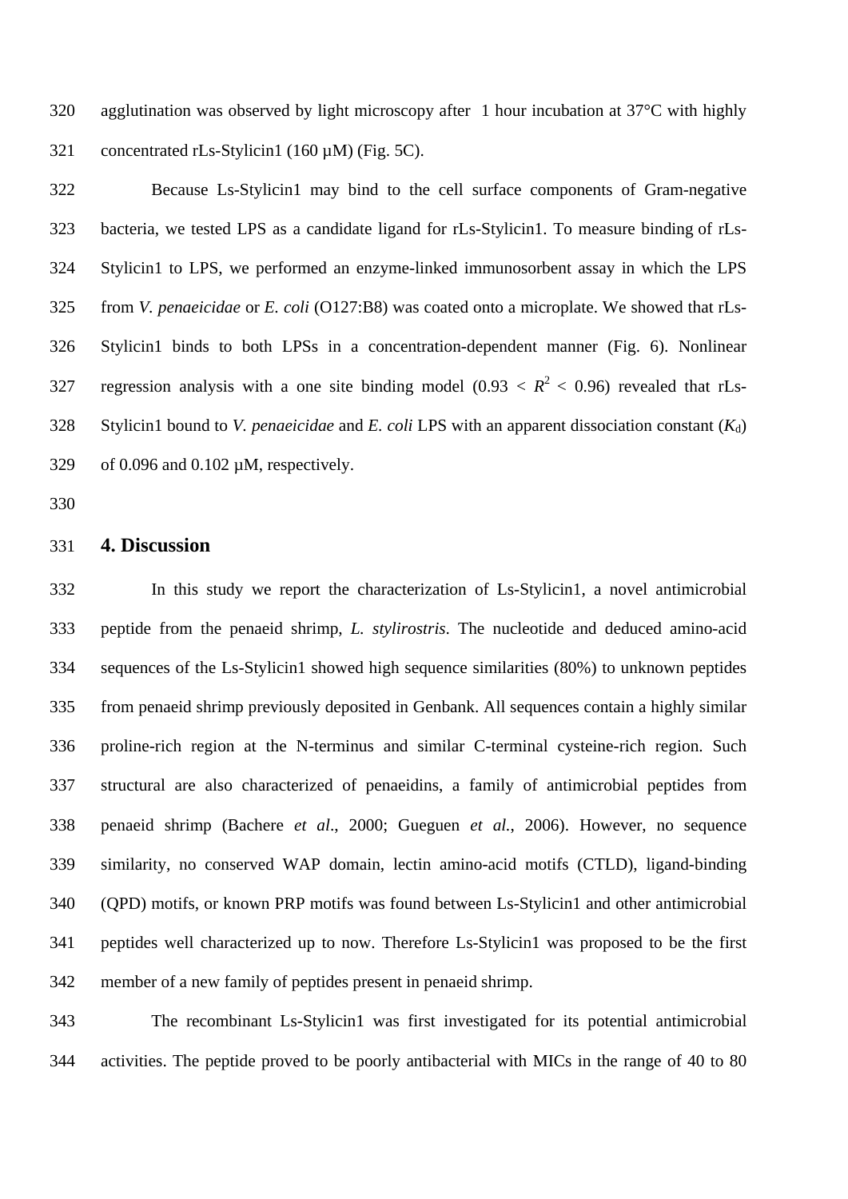agglutination was observed by light microscopy after 1 hour incubation at 37°C with highly concentrated rLs-Stylicin1 (160 µM) (Fig. 5C).

Because Ls-Stylicin1 may bind to the cell surface components of Gram-negative bacteria, we tested LPS as a candidate ligand for rLs-Stylicin1. To measure binding of rLs-Stylicin1 to LPS, we performed an enzyme-linked immunosorbent assay in which the LPS from *V. penaeicidae* or *E. coli* (O127:B8) was coated onto a microplate. We showed that rLs-Stylicin1 binds to both LPSs in a concentration-dependent manner (Fig. 6). Nonlinear regression analysis with a one site binding model ($0.93 < R^2 < 0.96$) revealed that rLs-Stylicin1 bound to *V. penaeicidae* and *E. coli* LPS with an apparent dissociation constant ($K_d$) of 0.096 and 0.102 µM, respectively.

## 4. Discussion

In this study we report the characterization of Ls-Stylicin1, a novel antimicrobial peptide from the penaeid shrimp, *L. stylirostris*. The nucleotide and deduced amino-acid sequences of the Ls-Stylicin1 showed high sequence similarities (80%) to unknown peptides from penaeid shrimp previously deposited in Genbank. All sequences contain a highly similar proline-rich region at the N-terminus and similar C-terminal cysteine-rich region. Such structural are also characterized of penaeidins, a family of antimicrobial peptides from penaeid shrimp (Bachere *et al*., 2000; Gueguen *et al.*, 2006). However, no sequence similarity, no conserved WAP domain, lectin amino-acid motifs (CTLD), ligand-binding (QPD) motifs, or known PRP motifs was found between Ls-Stylicin1 and other antimicrobial peptides well characterized up to now. Therefore Ls-Stylicin1 was proposed to be the first member of a new family of peptides present in penaeid shrimp.

The recombinant Ls-Stylicin1 was first investigated for its potential antimicrobial activities. The peptide proved to be poorly antibacterial with MICs in the range of 40 to 80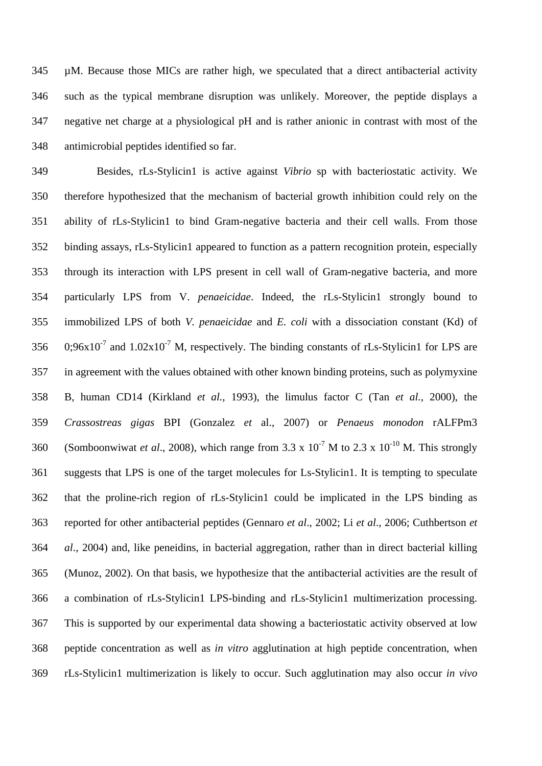µM. Because those MICs are rather high, we speculated that a direct antibacterial activity such as the typical membrane disruption was unlikely. Moreover, the peptide displays a negative net charge at a physiological pH and is rather anionic in contrast with most of the antimicrobial peptides identified so far.

Besides, rLs-Stylicin1 is active against *Vibrio* sp with bacteriostatic activity. We therefore hypothesized that the mechanism of bacterial growth inhibition could rely on the ability of rLs-Stylicin1 to bind Gram-negative bacteria and their cell walls. From those binding assays, rLs-Stylicin1 appeared to function as a pattern recognition protein, especially through its interaction with LPS present in cell wall of Gram-negative bacteria, and more particularly LPS from V. *penaeicidae*. Indeed, the rLs-Stylicin1 strongly bound to immobilized LPS of both *V. penaeicidae* and *E. coli* with a dissociation constant (Kd) of 0;96x$10^{-7}$ and 1.02x$10^{-7}$ M, respectively. The binding constants of rLs-Stylicin1 for LPS are in agreement with the values obtained with other known binding proteins, such as polymyxine B, human CD14 (Kirkland *et al.*, 1993), the limulus factor C (Tan *et al.*, 2000), the *Crassostreas gigas* BPI (Gonzalez *et* al., 2007) or *Penaeus monodon* rALFPm3 (Somboonwiwat *et al*., 2008), which range from 3.3 x $10^{-7}$ M to 2.3 x $10^{-10}$ M. This strongly suggests that LPS is one of the target molecules for Ls-Stylicin1. It is tempting to speculate that the proline-rich region of rLs-Stylicin1 could be implicated in the LPS binding as reported for other antibacterial peptides (Gennaro *et al*., 2002; Li *et al*., 2006; Cuthbertson *et al*., 2004) and, like peneidins, in bacterial aggregation, rather than in direct bacterial killing (Munoz, 2002). On that basis, we hypothesize that the antibacterial activities are the result of a combination of rLs-Stylicin1 LPS-binding and rLs-Stylicin1 multimerization processing. This is supported by our experimental data showing a bacteriostatic activity observed at low peptide concentration as well as *in vitro* agglutination at high peptide concentration, when rLs-Stylicin1 multimerization is likely to occur. Such agglutination may also occur *in vivo*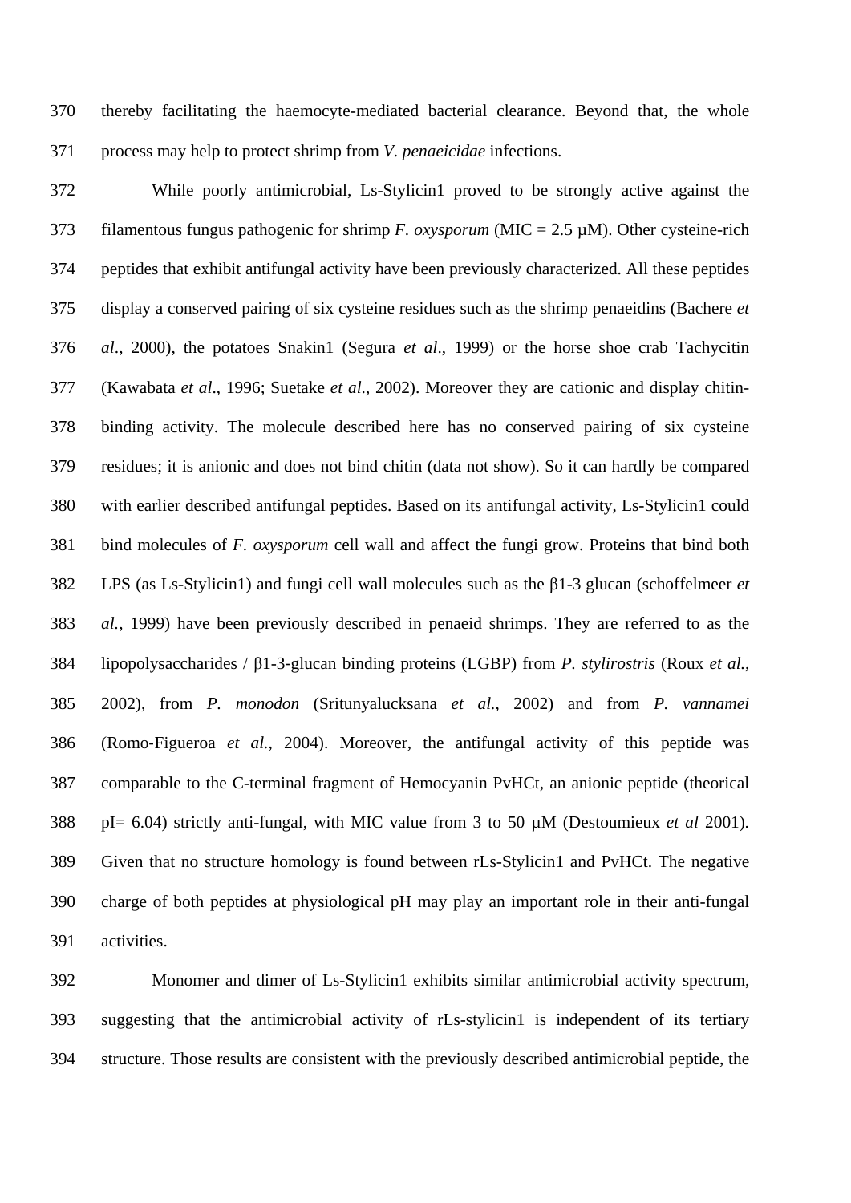thereby facilitating the haemocyte-mediated bacterial clearance. Beyond that, the whole process may help to protect shrimp from *V. penaeicidae* infections.

While poorly antimicrobial, Ls-Stylicin1 proved to be strongly active against the filamentous fungus pathogenic for shrimp *F. oxysporum* (MIC = 2.5 µM). Other cysteine-rich peptides that exhibit antifungal activity have been previously characterized. All these peptides display a conserved pairing of six cysteine residues such as the shrimp penaeidins (Bachere *et al*., 2000), the potatoes Snakin1 (Segura *et al*., 1999) or the horse shoe crab Tachycitin (Kawabata *et al*., 1996; Suetake *et al*., 2002). Moreover they are cationic and display chitin-binding activity. The molecule described here has no conserved pairing of six cysteine residues; it is anionic and does not bind chitin (data not show). So it can hardly be compared with earlier described antifungal peptides. Based on its antifungal activity, Ls-Stylicin1 could bind molecules of *F. oxysporum* cell wall and affect the fungi grow. Proteins that bind both LPS (as Ls-Stylicin1) and fungi cell wall molecules such as the β1-3 glucan (schoffelmeer *et al.*, 1999) have been previously described in penaeid shrimps. They are referred to as the lipopolysaccharides / β1-3-glucan binding proteins (LGBP) from *P. stylirostris* (Roux *et al.*, 2002), from *P. monodon* (Sritunyalucksana *et al.*, 2002) and from *P. vannamei* (Romo-Figueroa *et al.*, 2004). Moreover, the antifungal activity of this peptide was comparable to the C-terminal fragment of Hemocyanin PvHCt, an anionic peptide (theorical pI= 6.04) strictly anti-fungal, with MIC value from 3 to 50 µM (Destoumieux *et al* 2001). Given that no structure homology is found between rLs-Stylicin1 and PvHCt. The negative charge of both peptides at physiological pH may play an important role in their anti-fungal activities.

Monomer and dimer of Ls-Stylicin1 exhibits similar antimicrobial activity spectrum, suggesting that the antimicrobial activity of rLs-stylicin1 is independent of its tertiary structure. Those results are consistent with the previously described antimicrobial peptide, the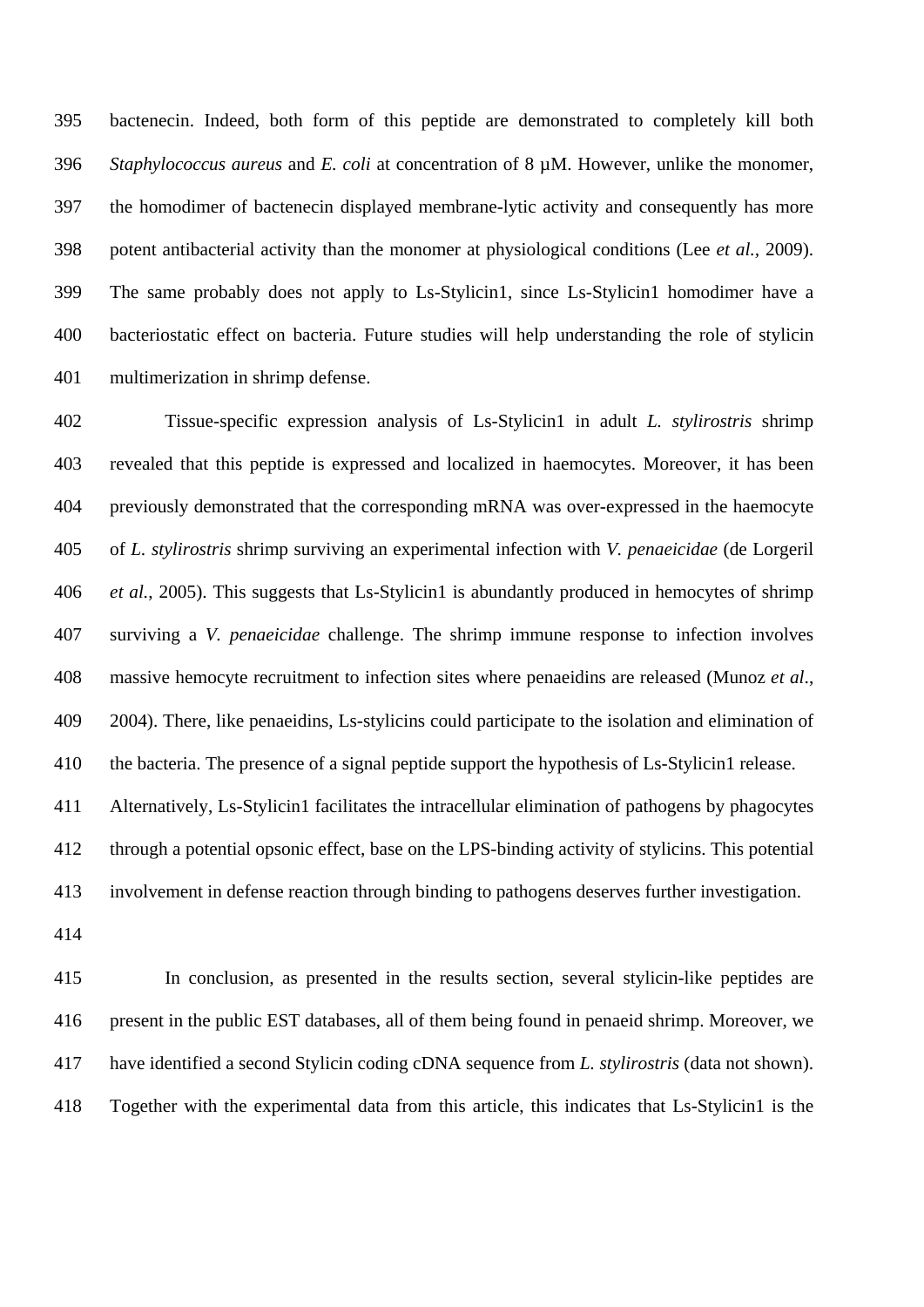bactenecin. Indeed, both form of this peptide are demonstrated to completely kill both *Staphylococcus aureus* and *E. coli* at concentration of 8 µM. However, unlike the monomer, the homodimer of bactenecin displayed membrane-lytic activity and consequently has more potent antibacterial activity than the monomer at physiological conditions (Lee *et al.*, 2009). The same probably does not apply to Ls-Stylicin1, since Ls-Stylicin1 homodimer have a bacteriostatic effect on bacteria. Future studies will help understanding the role of stylicin multimerization in shrimp defense.

Tissue-specific expression analysis of Ls-Stylicin1 in adult *L. stylirostris* shrimp revealed that this peptide is expressed and localized in haemocytes. Moreover, it has been previously demonstrated that the corresponding mRNA was over-expressed in the haemocyte of *L. stylirostris* shrimp surviving an experimental infection with *V. penaeicidae* (de Lorgeril *et al.*, 2005). This suggests that Ls-Stylicin1 is abundantly produced in hemocytes of shrimp surviving a *V. penaeicidae* challenge. The shrimp immune response to infection involves massive hemocyte recruitment to infection sites where penaeidins are released (Munoz *et al.*, 2004). There, like penaeidins, Ls-stylicins could participate to the isolation and elimination of the bacteria. The presence of a signal peptide support the hypothesis of Ls-Stylicin1 release. Alternatively, Ls-Stylicin1 facilitates the intracellular elimination of pathogens by phagocytes through a potential opsonic effect, base on the LPS-binding activity of stylicins. This potential involvement in defense reaction through binding to pathogens deserves further investigation.

In conclusion, as presented in the results section, several stylicin-like peptides are present in the public EST databases, all of them being found in penaeid shrimp. Moreover, we have identified a second Stylicin coding cDNA sequence from *L. stylirostris* (data not shown). Together with the experimental data from this article, this indicates that Ls-Stylicin1 is the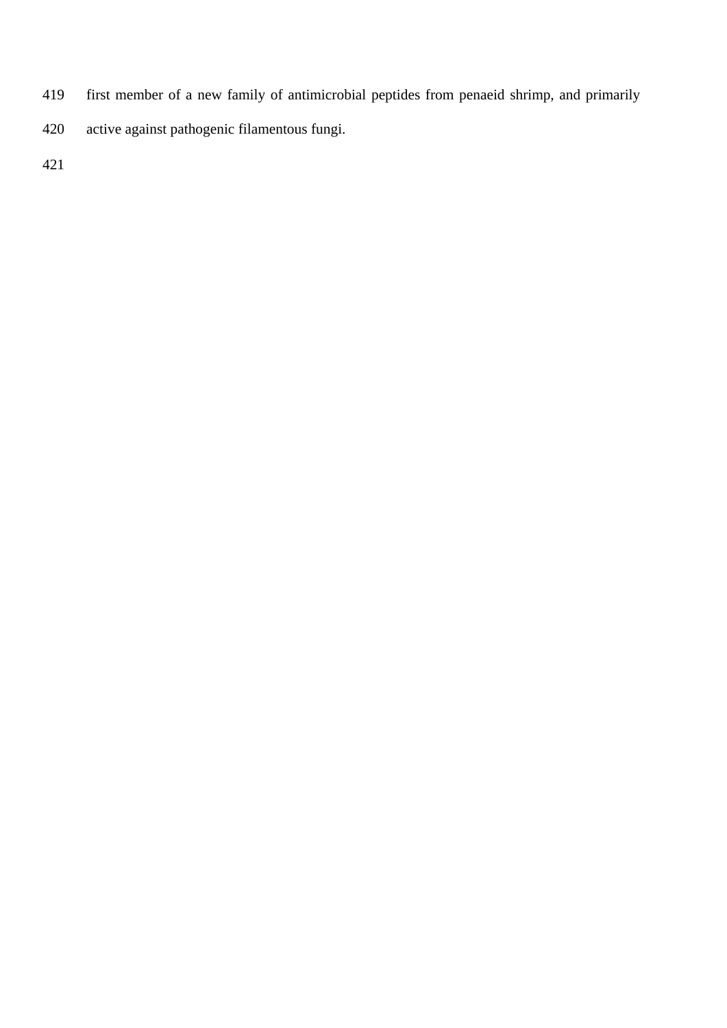first member of a new family of antimicrobial peptides from penaeid shrimp, and primarily active against pathogenic filamentous fungi.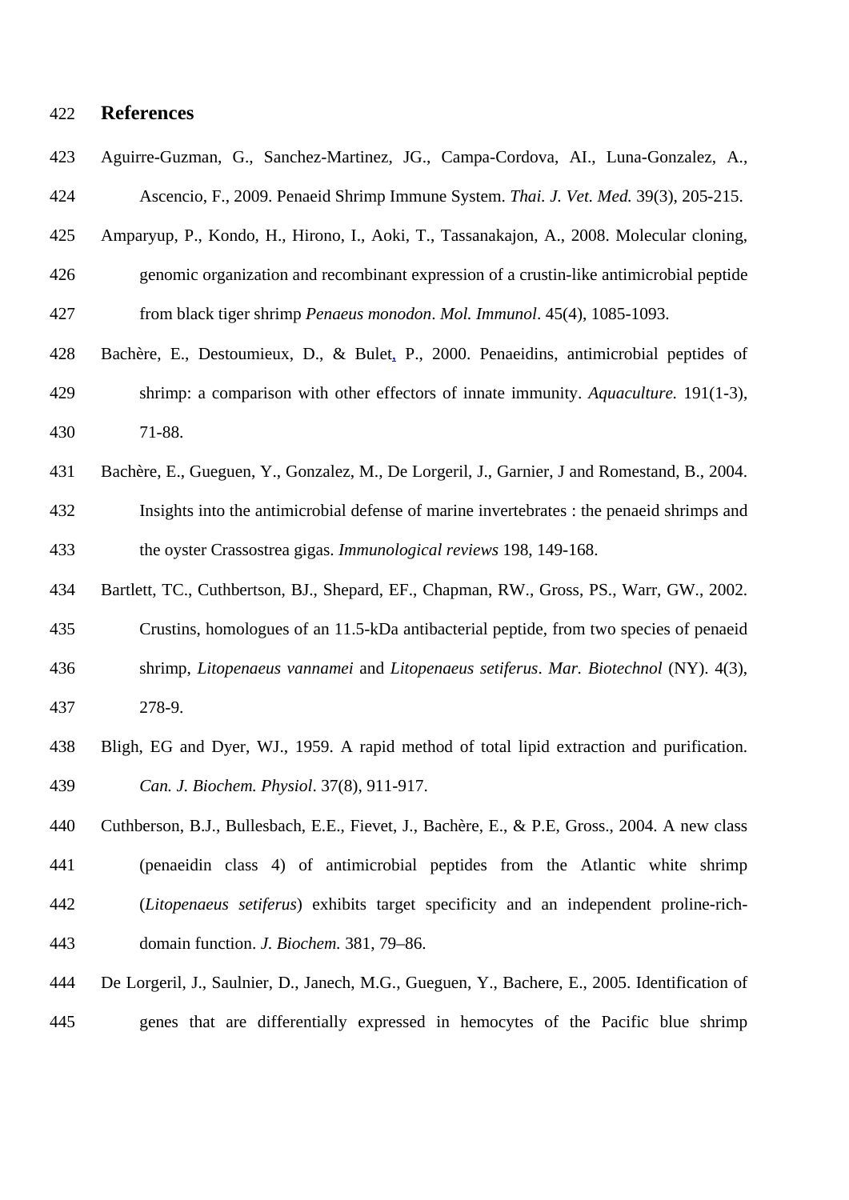# References

Aguirre-Guzman, G., Sanchez-Martinez, JG., Campa-Cordova, AI., Luna-Gonzalez, A., Ascencio, F., 2009. Penaeid Shrimp Immune System. *Thai. J. Vet. Med.* 39(3), 205-215.

Amparyup, P., Kondo, H., Hirono, I., Aoki, T., Tassanakajon, A., 2008. Molecular cloning, genomic organization and recombinant expression of a crustin-like antimicrobial peptide from black tiger shrimp *Penaeus monodon*. *Mol. Immunol*. 45(4), 1085-1093.

Bachère, E., Destoumieux, D., & Bulet, P., 2000. Penaeidins, antimicrobial peptides of shrimp: a comparison with other effectors of innate immunity. *Aquaculture.* 191(1-3), 71-88.

Bachère, E., Gueguen, Y., Gonzalez, M., De Lorgeril, J., Garnier, J and Romestand, B., 2004. Insights into the antimicrobial defense of marine invertebrates : the penaeid shrimps and the oyster Crassostrea gigas. *Immunological reviews* 198, 149-168.

Bartlett, TC., Cuthbertson, BJ., Shepard, EF., Chapman, RW., Gross, PS., Warr, GW., 2002. Crustins, homologues of an 11.5-kDa antibacterial peptide, from two species of penaeid shrimp, *Litopenaeus vannamei* and *Litopenaeus setiferus*. *Mar. Biotechnol* (NY). 4(3), 278-9.

Bligh, EG and Dyer, WJ., 1959. A rapid method of total lipid extraction and purification. *Can. J. Biochem. Physiol*. 37(8), 911-917.

Cuthberson, B.J., Bullesbach, E.E., Fievet, J., Bachère, E., & P.E, Gross., 2004. A new class (penaeidin class 4) of antimicrobial peptides from the Atlantic white shrimp (*Litopenaeus setiferus*) exhibits target specificity and an independent proline-rich-domain function. *J. Biochem.* 381, 79–86.

De Lorgeril, J., Saulnier, D., Janech, M.G., Gueguen, Y., Bachere, E., 2005. Identification of genes that are differentially expressed in hemocytes of the Pacific blue shrimp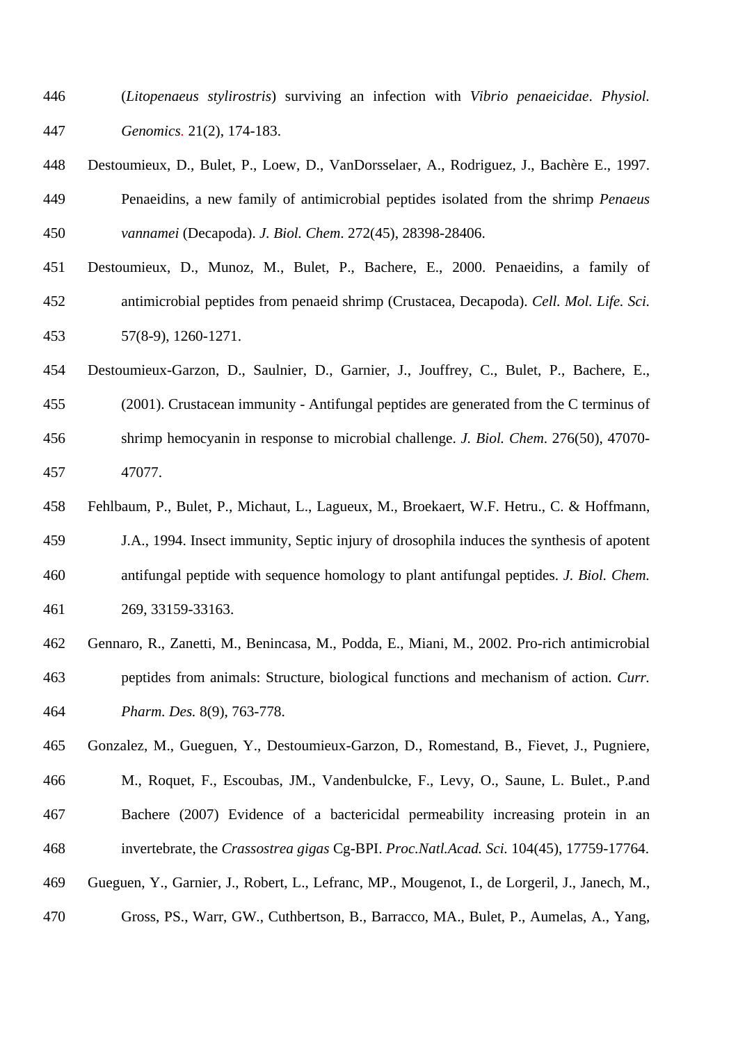(*Litopenaeus stylirostris*) surviving an infection with *Vibrio penaeicidae*. *Physiol. Genomics*. 21(2), 174-183.

Destoumieux, D., Bulet, P., Loew, D., VanDorsselaer, A., Rodriguez, J., Bachère E., 1997. Penaeidins, a new family of antimicrobial peptides isolated from the shrimp *Penaeus vannamei* (Decapoda). *J. Biol. Chem*. 272(45), 28398-28406.

Destoumieux, D., Munoz, M., Bulet, P., Bachere, E., 2000. Penaeidins, a family of antimicrobial peptides from penaeid shrimp (Crustacea, Decapoda). *Cell. Mol. Life. Sci.* 57(8-9), 1260-1271.

Destoumieux-Garzon, D., Saulnier, D., Garnier, J., Jouffrey, C., Bulet, P., Bachere, E., (2001). Crustacean immunity - Antifungal peptides are generated from the C terminus of shrimp hemocyanin in response to microbial challenge. *J. Biol. Chem.* 276(50), 47070-47077.

Fehlbaum, P., Bulet, P., Michaut, L., Lagueux, M., Broekaert, W.F. Hetru., C. & Hoffmann, J.A., 1994. Insect immunity, Septic injury of drosophila induces the synthesis of apotent antifungal peptide with sequence homology to plant antifungal peptides. *J. Biol. Chem.* 269, 33159-33163.

Gennaro, R., Zanetti, M., Benincasa, M., Podda, E., Miani, M., 2002. Pro-rich antimicrobial peptides from animals: Structure, biological functions and mechanism of action. *Curr. Pharm. Des.* 8(9), 763-778.

Gonzalez, M., Gueguen, Y., Destoumieux-Garzon, D., Romestand, B., Fievet, J., Pugniere, M., Roquet, F., Escoubas, JM., Vandenbulcke, F., Levy, O., Saune, L. Bulet., P.and Bachere (2007) Evidence of a bactericidal permeability increasing protein in an invertebrate, the *Crassostrea gigas* Cg-BPI. *Proc.Natl.Acad. Sci.* 104(45), 17759-17764.

Gueguen, Y., Garnier, J., Robert, L., Lefranc, MP., Mougenot, I., de Lorgeril, J., Janech, M., Gross, PS., Warr, GW., Cuthbertson, B., Barracco, MA., Bulet, P., Aumelas, A., Yang,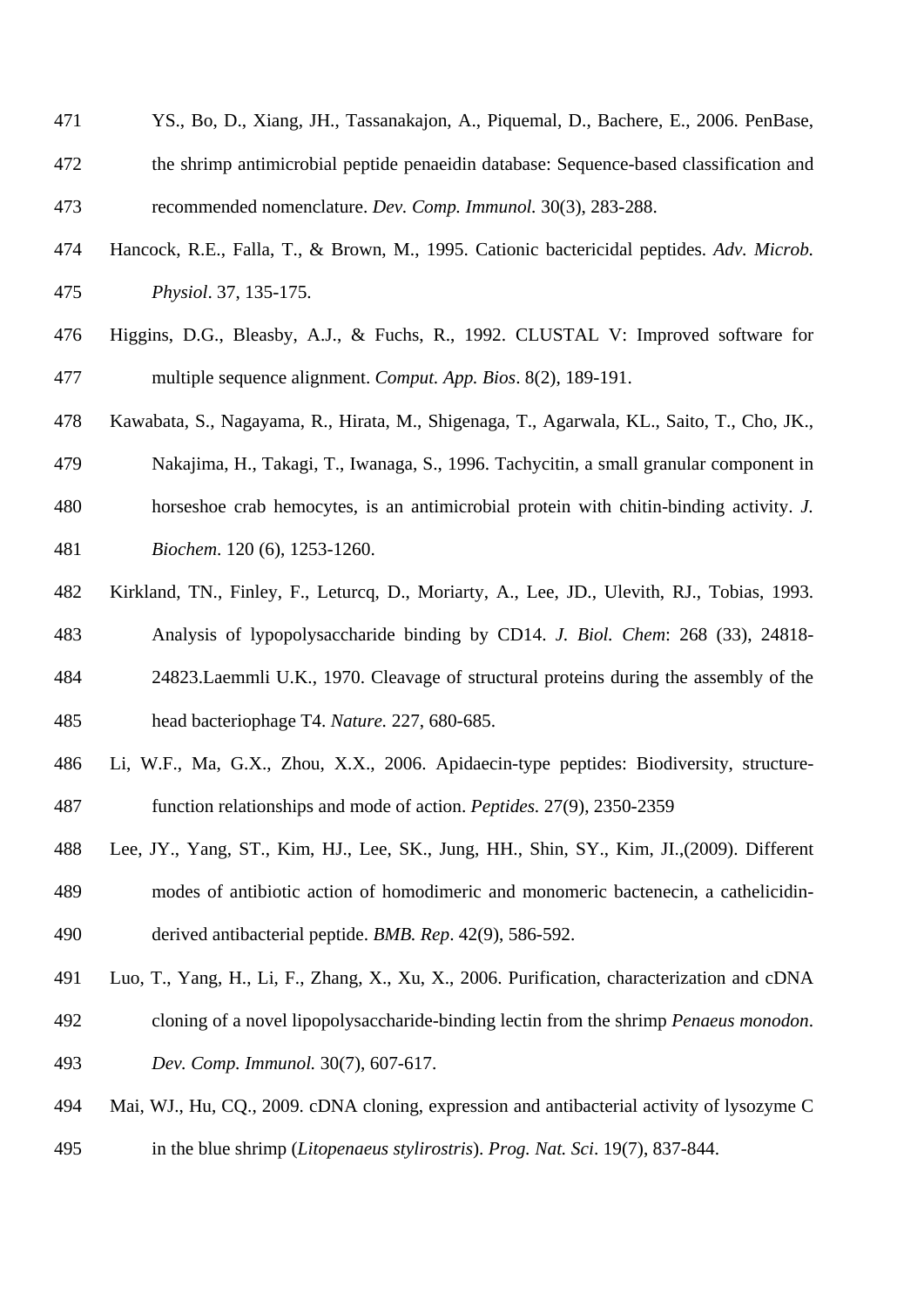YS., Bo, D., Xiang, JH., Tassanakajon, A., Piquemal, D., Bachere, E., 2006. PenBase, the shrimp antimicrobial peptide penaeidin database: Sequence-based classification and recommended nomenclature. *Dev. Comp. Immunol.* 30(3), 283-288.

Hancock, R.E., Falla, T., & Brown, M., 1995. Cationic bactericidal peptides. *Adv. Microb. Physiol*. 37, 135-175.

Higgins, D.G., Bleasby, A.J., & Fuchs, R., 1992. CLUSTAL V: Improved software for multiple sequence alignment. *Comput. App. Bios*. 8(2), 189-191.

Kawabata, S., Nagayama, R., Hirata, M., Shigenaga, T., Agarwala, KL., Saito, T., Cho, JK., Nakajima, H., Takagi, T., Iwanaga, S., 1996. Tachycitin, a small granular component in horseshoe crab hemocytes, is an antimicrobial protein with chitin-binding activity. *J. Biochem*. 120 (6), 1253-1260.

Kirkland, TN., Finley, F., Leturcq, D., Moriarty, A., Lee, JD., Ulevith, RJ., Tobias, 1993. Analysis of lypopolysaccharide binding by CD14. *J. Biol. Chem*: 268 (33), 24818-24823.Laemmli U.K., 1970. Cleavage of structural proteins during the assembly of the head bacteriophage T4. *Nature.* 227, 680-685.

Li, W.F., Ma, G.X., Zhou, X.X., 2006. Apidaecin-type peptides: Biodiversity, structure-function relationships and mode of action. *Peptides.* 27(9), 2350-2359

Lee, JY., Yang, ST., Kim, HJ., Lee, SK., Jung, HH., Shin, SY., Kim, JI.,(2009). Different modes of antibiotic action of homodimeric and monomeric bactenecin, a cathelicidin-derived antibacterial peptide. *BMB. Rep*. 42(9), 586-592.

Luo, T., Yang, H., Li, F., Zhang, X., Xu, X., 2006. Purification, characterization and cDNA cloning of a novel lipopolysaccharide-binding lectin from the shrimp *Penaeus monodon*. *Dev. Comp. Immunol.* 30(7), 607-617.

Mai, WJ., Hu, CQ., 2009. cDNA cloning, expression and antibacterial activity of lysozyme C in the blue shrimp (*Litopenaeus stylirostris*). *Prog. Nat. Sci*. 19(7), 837-844.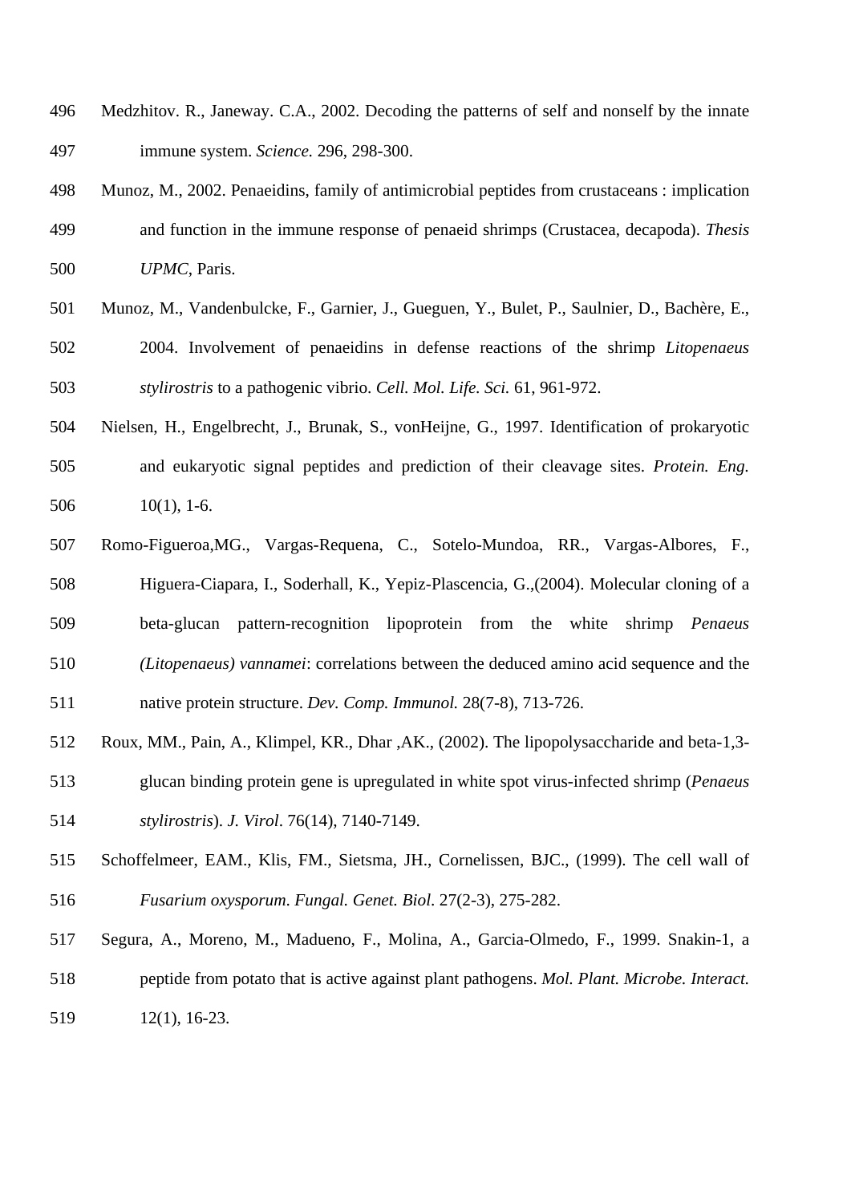Medzhitov. R., Janeway. C.A., 2002. Decoding the patterns of self and nonself by the innate immune system. *Science.* 296, 298-300.

Munoz, M., 2002. Penaeidins, family of antimicrobial peptides from crustaceans : implication and function in the immune response of penaeid shrimps (Crustacea, decapoda). *Thesis UPMC*, Paris.

Munoz, M., Vandenbulcke, F., Garnier, J., Gueguen, Y., Bulet, P., Saulnier, D., Bachère, E., 2004. Involvement of penaeidins in defense reactions of the shrimp *Litopenaeus stylirostris* to a pathogenic vibrio. *Cell. Mol. Life. Sci.* 61, 961-972.

Nielsen, H., Engelbrecht, J., Brunak, S., vonHeijne, G., 1997. Identification of prokaryotic and eukaryotic signal peptides and prediction of their cleavage sites. *Protein. Eng.* 10(1), 1-6.

Romo-Figueroa,MG., Vargas-Requena, C., Sotelo-Mundoa, RR., Vargas-Albores, F., Higuera-Ciapara, I., Soderhall, K., Yepiz-Plascencia, G.,(2004). Molecular cloning of a beta-glucan pattern-recognition lipoprotein from the white shrimp *Penaeus (Litopenaeus) vannamei*: correlations between the deduced amino acid sequence and the native protein structure. *Dev. Comp. Immunol.* 28(7-8), 713-726.

Roux, MM., Pain, A., Klimpel, KR., Dhar ,AK., (2002). The lipopolysaccharide and beta-1,3-glucan binding protein gene is upregulated in white spot virus-infected shrimp (*Penaeus stylirostris*). *J. Virol*. 76(14), 7140-7149.

Schoffelmeer, EAM., Klis, FM., Sietsma, JH., Cornelissen, BJC., (1999). The cell wall of *Fusarium oxysporum*. *Fungal. Genet. Biol*. 27(2-3), 275-282.

Segura, A., Moreno, M., Madueno, F., Molina, A., Garcia-Olmedo, F., 1999. Snakin-1, a peptide from potato that is active against plant pathogens. *Mol. Plant. Microbe. Interact.* 12(1), 16-23.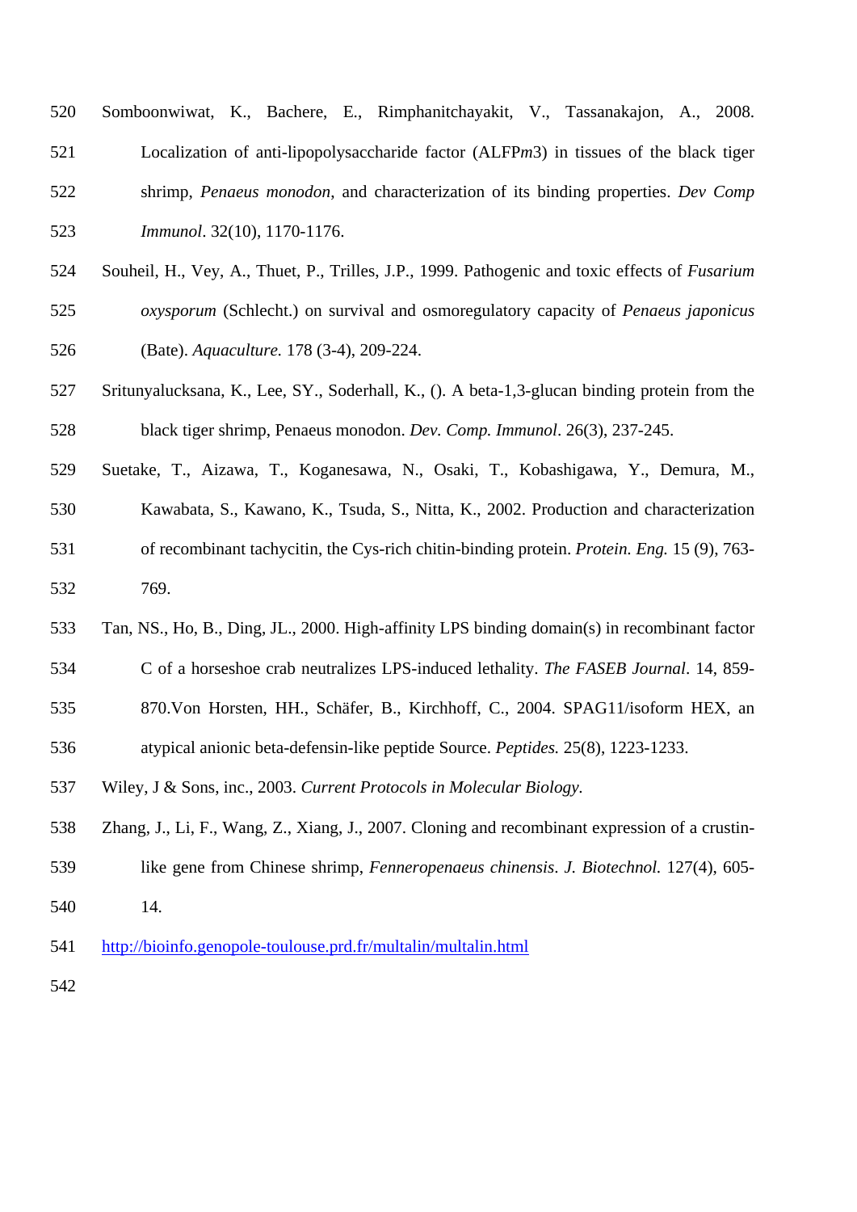Somboonwiwat, K., Bachere, E., Rimphanitchayakit, V., Tassanakajon, A., 2008. Localization of anti-lipopolysaccharide factor (ALFP*m*3) in tissues of the black tiger shrimp, *Penaeus monodon*, and characterization of its binding properties. *Dev Comp Immunol*. 32(10), 1170-1176.

Souheil, H., Vey, A., Thuet, P., Trilles, J.P., 1999. Pathogenic and toxic effects of *Fusarium oxysporum* (Schlecht.) on survival and osmoregulatory capacity of *Penaeus japonicus* (Bate). *Aquaculture.* 178 (3-4), 209-224.

Sritunyalucksana, K., Lee, SY., Soderhall, K., (). A beta-1,3-glucan binding protein from the black tiger shrimp, Penaeus monodon. *Dev. Comp. Immunol*. 26(3), 237-245.

Suetake, T., Aizawa, T., Koganesawa, N., Osaki, T., Kobashigawa, Y., Demura, M., Kawabata, S., Kawano, K., Tsuda, S., Nitta, K., 2002. Production and characterization of recombinant tachycitin, the Cys-rich chitin-binding protein. *Protein. Eng.* 15 (9), 763-769.

Tan, NS., Ho, B., Ding, JL., 2000. High-affinity LPS binding domain(s) in recombinant factor C of a horseshoe crab neutralizes LPS-induced lethality. *The FASEB Journal*. 14, 859-870.Von Horsten, HH., Schäfer, B., Kirchhoff, C., 2004. SPAG11/isoform HEX, an atypical anionic beta-defensin-like peptide Source. *Peptides.* 25(8), 1223-1233.

Wiley, J & Sons, inc., 2003. *Current Protocols in Molecular Biology.*

Zhang, J., Li, F., Wang, Z., Xiang, J., 2007. Cloning and recombinant expression of a crustin-like gene from Chinese shrimp, *Fenneropenaeus chinensis*. *J. Biotechnol.* 127(4), 605-14.

http://bioinfo.genopole-toulouse.prd.fr/multalin/multalin.html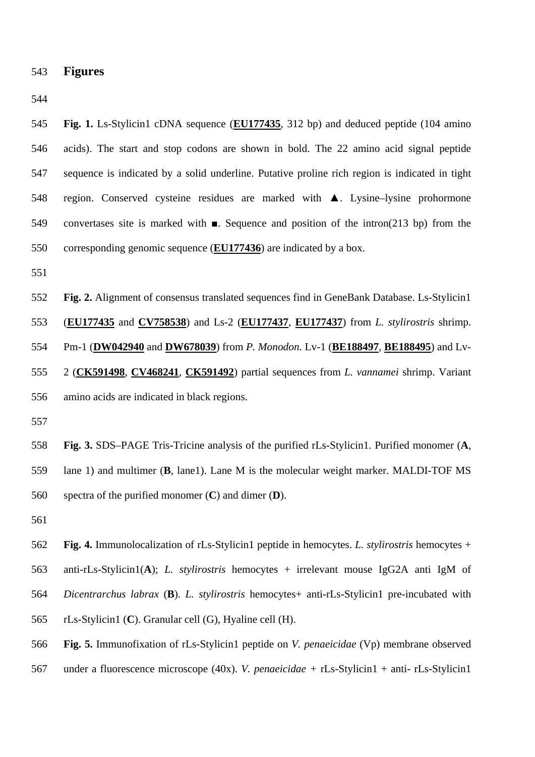## Figures

**Fig. 1.** Ls-Stylicin1 cDNA sequence (**EU177435**, 312 bp) and deduced peptide (104 amino acids). The start and stop codons are shown in bold. The 22 amino acid signal peptide sequence is indicated by a solid underline. Putative proline rich region is indicated in tight region. Conserved cysteine residues are marked with ▲. Lysine–lysine prohormone convertases site is marked with ■. Sequence and position of the intron(213 bp) from the corresponding genomic sequence (**EU177436**) are indicated by a box.

**Fig. 2.** Alignment of consensus translated sequences find in GeneBank Database. Ls-Stylicin1 (**EU177435** and **CV758538**) and Ls-2 (**EU177437**, **EU177437**) from *L. stylirostris* shrimp. Pm-1 (**DW042940** and **DW678039**) from *P. Monodon.* Lv-1 (**BE188497**, **BE188495**) and Lv-2 (**CK591498**, **CV468241**, **CK591492**) partial sequences from *L. vannamei* shrimp. Variant amino acids are indicated in black regions.

**Fig. 3.** SDS–PAGE Tris-Tricine analysis of the purified rLs-Stylicin1. Purified monomer (**A**, lane 1) and multimer (**B**, lane1). Lane M is the molecular weight marker. MALDI-TOF MS spectra of the purified monomer (**C**) and dimer (**D**).

**Fig. 4.** Immunolocalization of rLs-Stylicin1 peptide in hemocytes. *L. stylirostris* hemocytes + anti-rLs-Stylicin1(**A**); *L. stylirostris* hemocytes + irrelevant mouse IgG2A anti IgM of *Dicentrarchus labrax* (**B**). *L. stylirostris* hemocytes+ anti-rLs-Stylicin1 pre-incubated with rLs-Stylicin1 (**C**). Granular cell (G), Hyaline cell (H).

**Fig. 5.** Immunofixation of rLs-Stylicin1 peptide on *V. penaeicidae* (Vp) membrane observed under a fluorescence microscope (40x). *V. penaeicidae* + rLs-Stylicin1 + anti- rLs-Stylicin1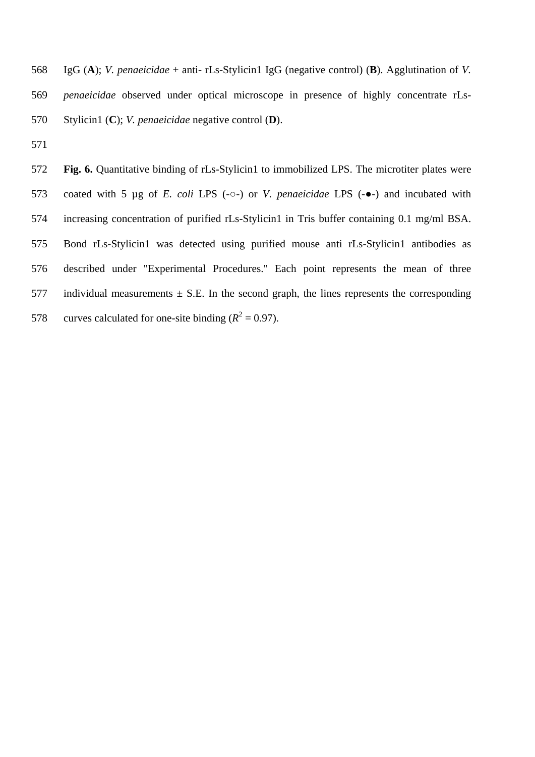IgG (**A**); *V. penaeicidae* + anti- rLs-Stylicin1 IgG (negative control) (**B**). Agglutination of *V. penaeicidae* observed under optical microscope in presence of highly concentrate rLs-Stylicin1 (**C**); *V. penaeicidae* negative control (**D**).

**Fig. 6.** Quantitative binding of rLs-Stylicin1 to immobilized LPS. The microtiter plates were coated with 5 µg of *E. coli* LPS (-○-) or *V. penaeicidae* LPS (-●-) and incubated with increasing concentration of purified rLs-Stylicin1 in Tris buffer containing 0.1 mg/ml BSA. Bond rLs-Stylicin1 was detected using purified mouse anti rLs-Stylicin1 antibodies as described under "Experimental Procedures." Each point represents the mean of three individual measurements ± S.E. In the second graph, the lines represents the corresponding curves calculated for one-site binding ($R^2$ = 0.97).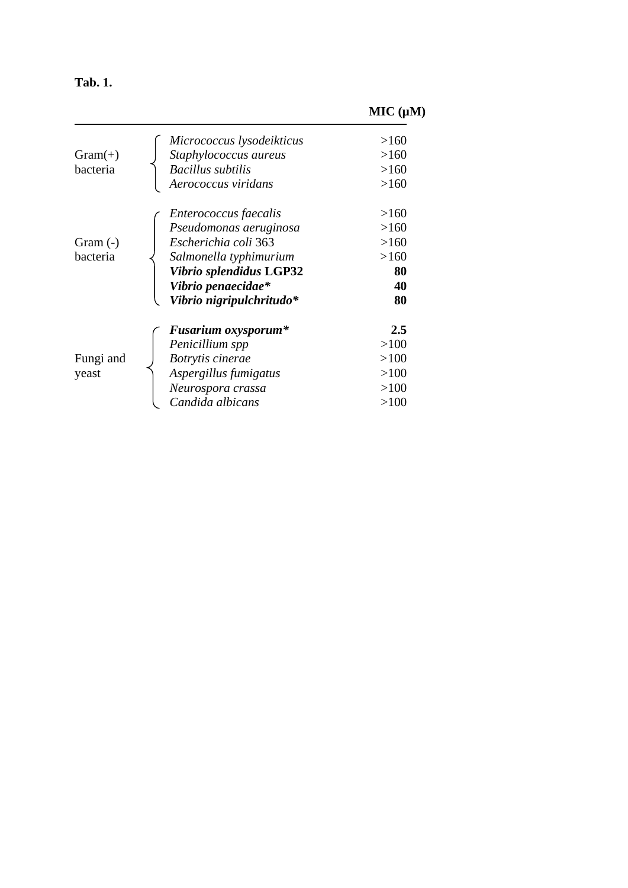**Tab. 1.**

| | | MIC (µM) |
|---|---|---|
| Gram(+) bacteria | *Micrococcus lysodeikticus* | >160 |
| | *Staphylococcus aureus* | >160 |
| | *Bacillus subtilis* | >160 |
| | *Aerococcus viridans* | >160 |
| Gram (-) bacteria | *Enterococcus faecalis* | >160 |
| | *Pseudomonas aeruginosa* | >160 |
| | *Escherichia coli* 363 | >160 |
| | *Salmonella typhimurium* | >160 |
| | ***Vibrio splendidus* LGP32** | **80** |
| | ***Vibrio penaecidae\**** | **40** |
| | ***Vibrio nigripulchritudo\**** | **80** |
| Fungi and yeast | ***Fusarium oxysporum\**** | **2.5** |
| | *Penicillium spp* | >100 |
| | *Botrytis cinerae* | >100 |
| | *Aspergillus fumigatus* | >100 |
| | *Neurospora crassa* | >100 |
| | *Candida albicans* | >100 |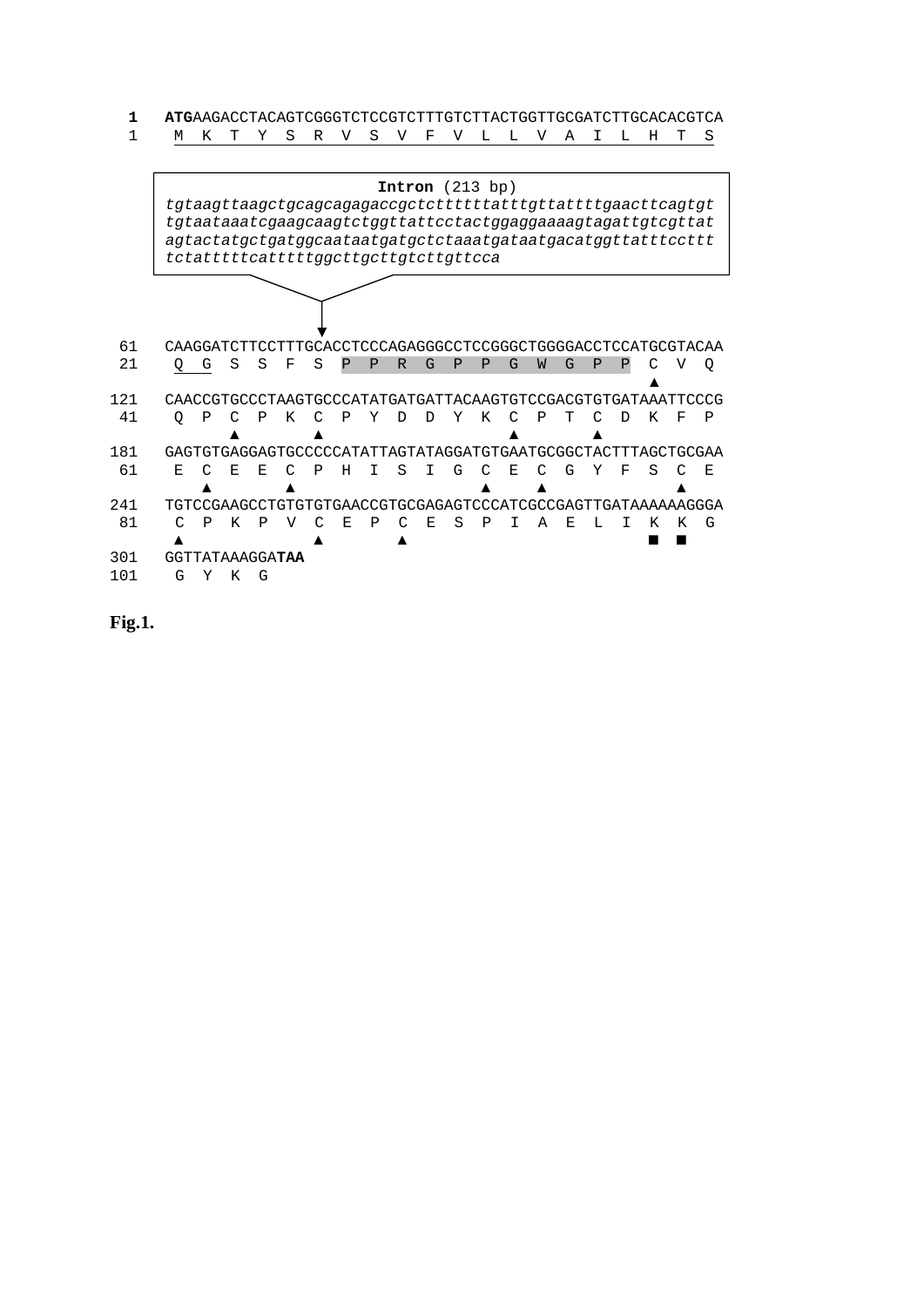```
1    ATGAAGACCTACAGTCGGGTCTCCGTCTTTGTCTTACTGGTTGCGATCTTGCACACGTCA
1     M  K  T  Y  S  R  V  S  V  F  V  L  L  V  A  I  L  H  T  S

     Intron (213 bp)
     tgtaagttaagctgcagcagagaccgctcttttttatttgttattttgaacttcagtgt
     tgtaataaatcgaagcaagtctggttattcctactggaggaaaagtagattgtcgttat
     agtactatgctgatggcaataatgatgctctaaatgataatgacatggttatttccttt
     tctatttttcatttttggcttgcttgtcttgttcca

61   CAAGGATCTTCCTTTGCACCTCCCAGAGGGCCTCCGGGCTGGGGACCTCCATGCGTACAA
21    Q  G  S  S  F  S  P  P  R  G  P  P  G  W  G  P  P  C  V  Q
                                                         ▲
121  CAACCGTGCCCTAAGTGCCCATATGATGATTACAAGTGTCCGACGTGTGATAAATTCCCG
41    Q  P  C  P  K  C  P  Y  D  D  Y  K  C  P  T  C  D  K  F  P
            ▲        ▲                    ▲        ▲
181  GAGTGTGAGGAGTGCCCCCATATTAGTATAGGATGTGAATGCGGCTACTTTAGCTGCGAA
61    E  C  E  E  C  P  H  I  S  I  G  C  E  C  G  Y  F  S  C  E
         ▲        ▲                    ▲     ▲              ▲
241  TGTCCGAAGCCTGTGTGTGAACCGTGCGAGAGTCCCATCGCCGAGTTGATAAAAAAGGGA
81    C  P  K  P  V  C  E  P  C  E  S  P  I  A  E  L  I  K  K  G
      ▲              ▲        ▲                          ■  ■
301  GGTTATAAAGGATAA
101   G  Y  K  G
```

Fig.1.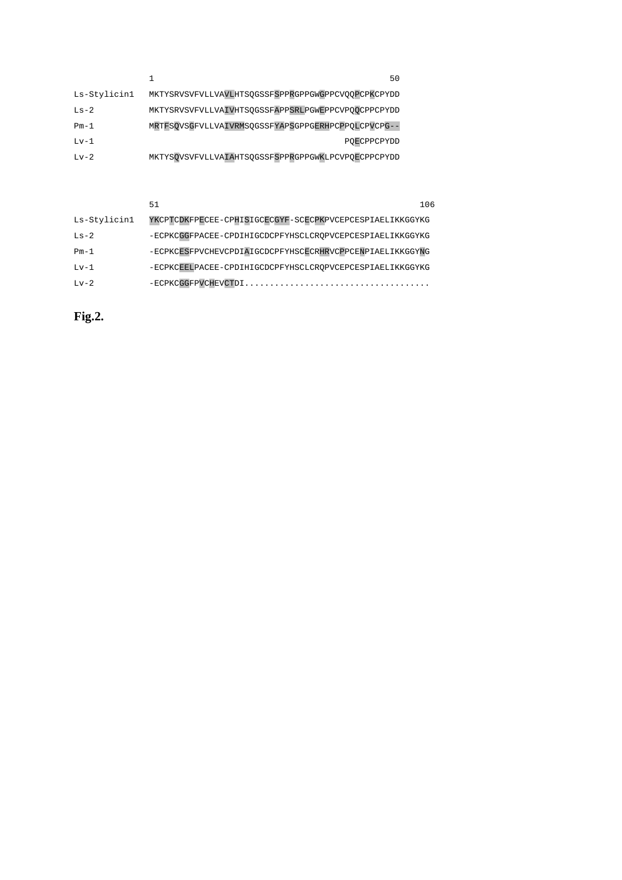```
              1                                                  50
Ls-Stylicin1  MKTYSRVSVFVLLVAVLHTSQGSSFSPPRGPPGWGPPCVQQPCPKCPYDD
Ls-2          MKTYSRVSVFVLLVAIVHTSQGSSFAPPSRLPGWEPPCVPQQCPPCPYDD
Pm-1          MRTFSQVSGFVLLVAIVRMSQGSSFYAPSGPPGERHPCPPQLCPVCPG--
Lv-1                                                 PQECPPCPYDD
Lv-2          MKTYSQVSVFVLLVAIAHTSQGSSFSPPRGPPGWKLPCVPQECPPCPYDD


              51                                                       106
Ls-Stylicin1  YKCPTCDKFPECEE-CPHISIGCECGYF-SCECPKPVCEPCESPIAELIKKGGYKG
Ls-2          -ECPKCGGFPACEE-CPDIHIGCDCPFYHSCLCRQPVCEPCESPIAELIKKGGYKG
Pm-1          -ECPKCESFPVCHEVCPDIAIGCDCPFYHSCECRHRVCPPCENPIAELIKKGGYNG
Lv-1          -ECPKCEELPACEE-CPDIHIGCDCPFYHSCLCRQPVCEPCESPIAELIKKGGYKG
Lv-2          -ECPKCGGFPVCHEVCTDI.....................................
```

**Fig.2.**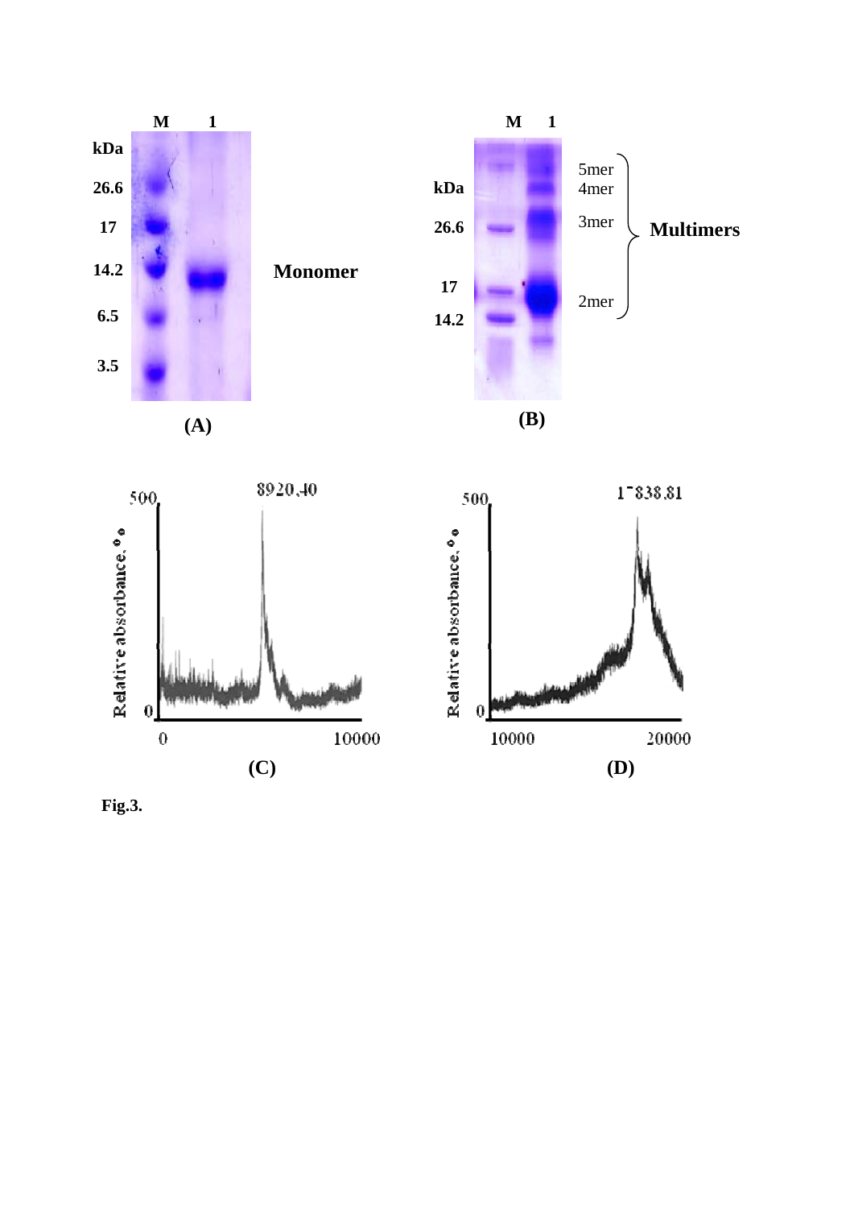Fig.3.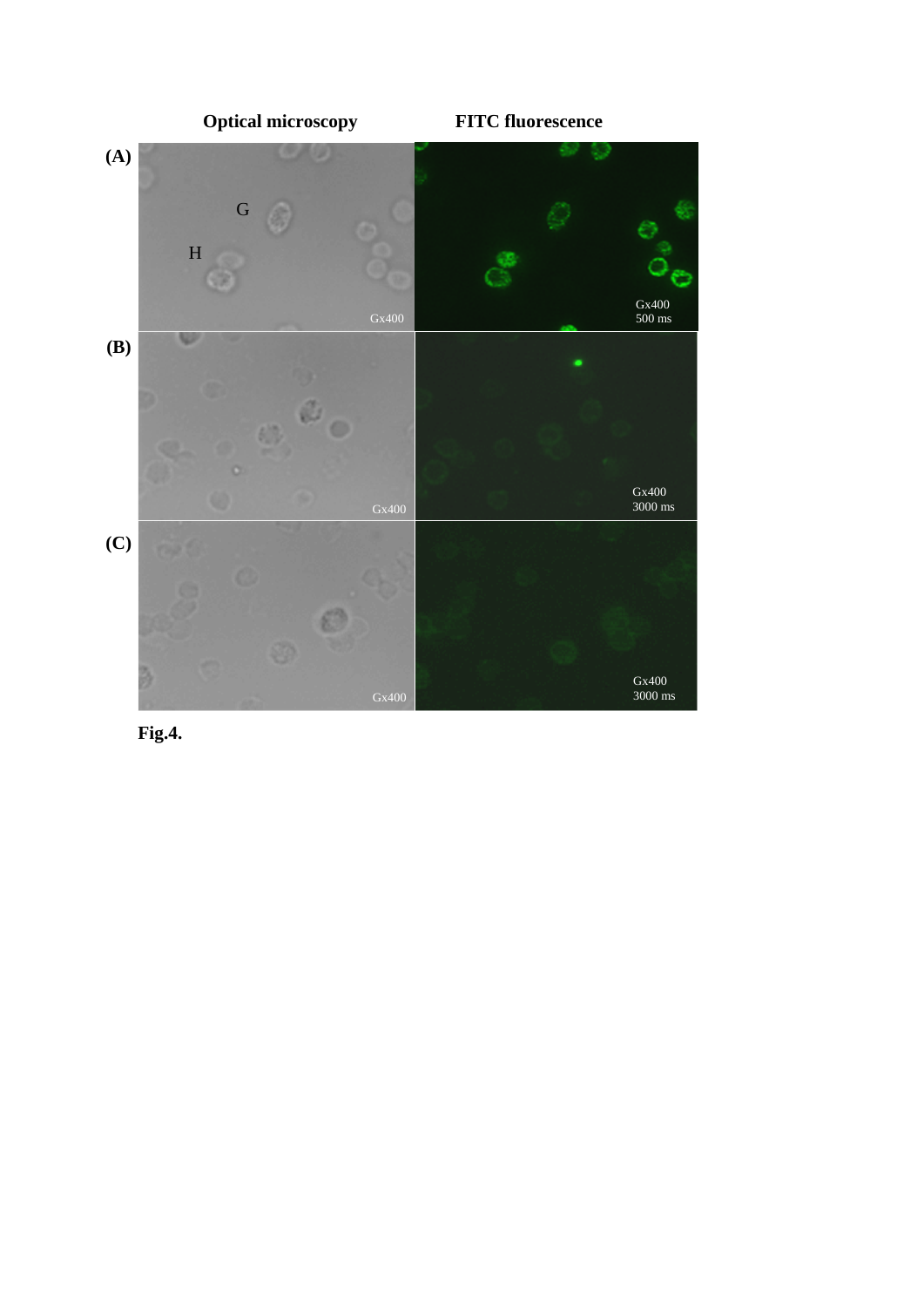Fig.4.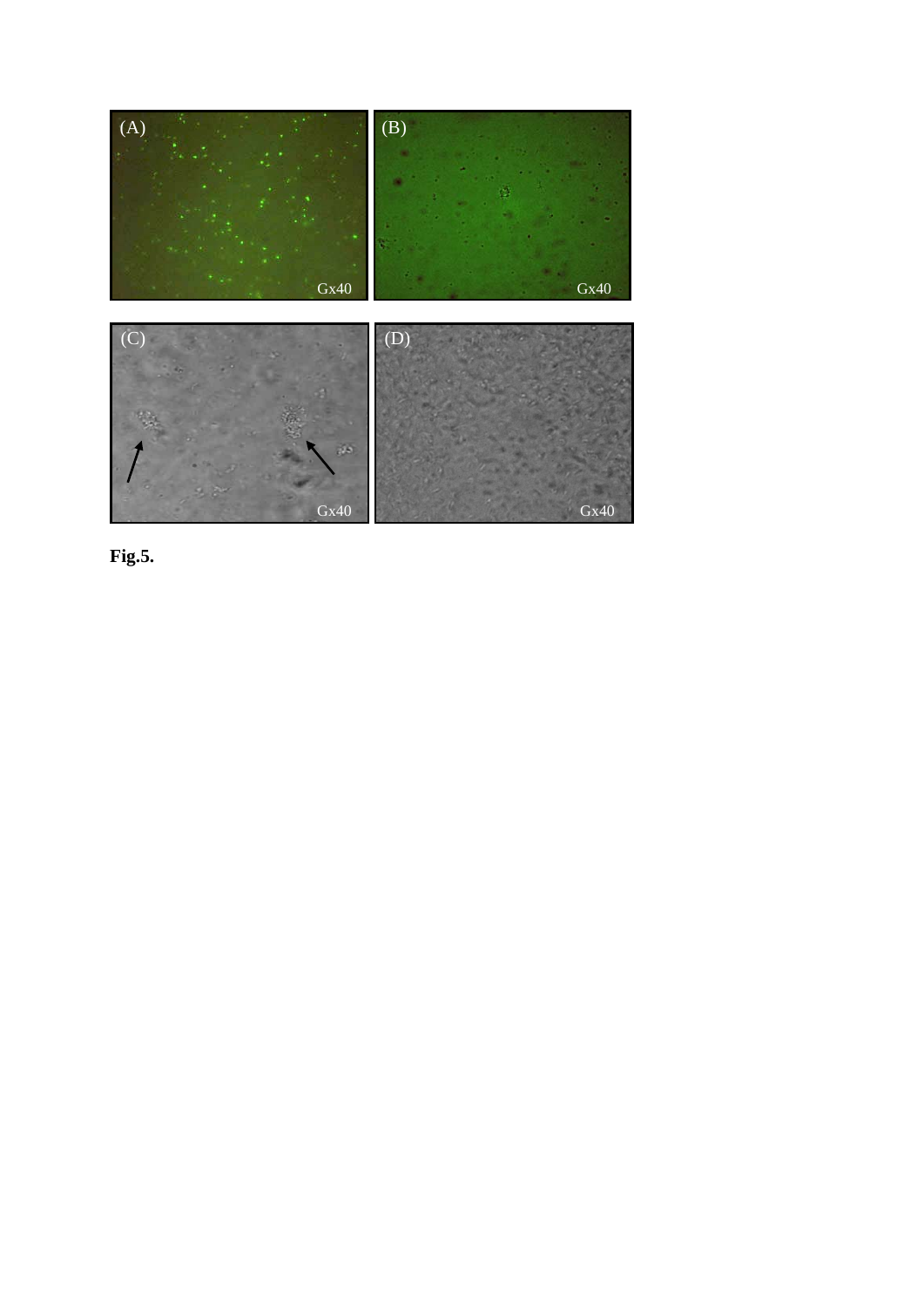**Fig.5.**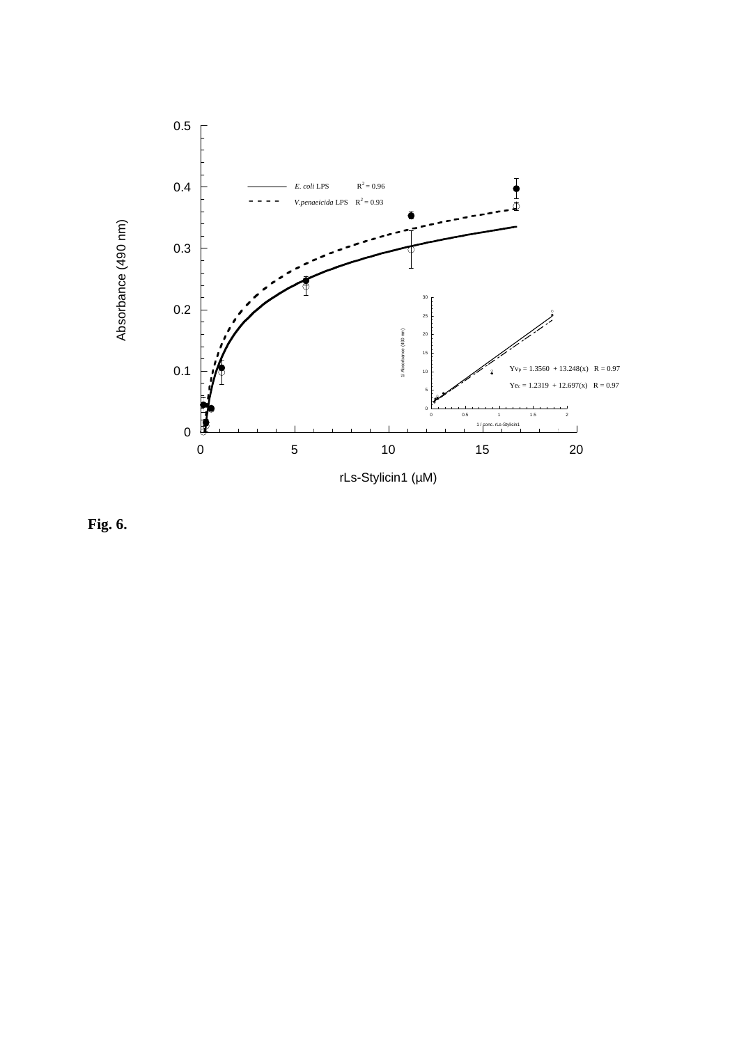0.5
0.4
0.3
0.2
0.1
0

Absorbance (490 nm)

*E. coli* LPS $R^2 = 0.96$

*V.penaeicida* LPS $R^2 = 0.93$

0 5 10 15 20

rLs-Stylicin1 (µM)

30
25
20
15
10
5
0

1/ Absorbance (490 nm)

0 0.5 1 1.5 2

1 / conc. rLs-Stylicin1

$Y_{Vp} = 1.3560 + 13.248(x)$ R = 0.97

$Y_{Ec} = 1.2319 + 12.697(x)$ R = 0.97

**Fig. 6.**